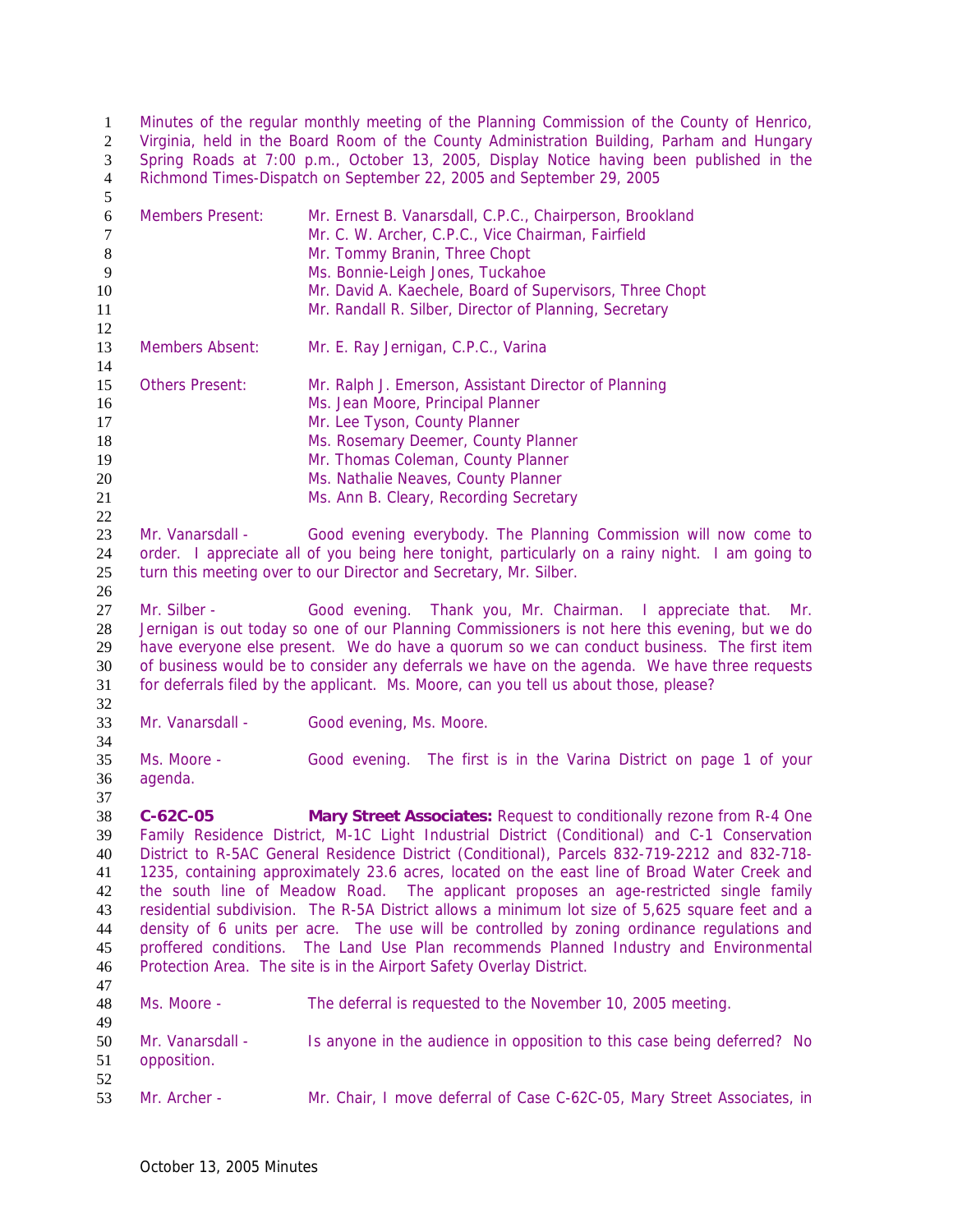Minutes of the regular monthly meeting of the Planning Commission of the County of Henrico, Virginia, held in the Board Room of the County Administration Building, Parham and Hungary Spring Roads at 7:00 p.m., October 13, 2005, Display Notice having been published in the Richmond Times-Dispatch on September 22, 2005 and September 29, 2005

Members Present: Mr. Ernest B. Vanarsdall, C.P.C., Chairperson, Brookland
Mr. C. W. Archer, C.P.C., Vice Chairman, Fairfield
Mr. Tommy Branin, Three Chopt
Ms. Bonnie-Leigh Jones, Tuckahoe
Mr. David A. Kaechele, Board of Supervisors, Three Chopt
Mr. Randall R. Silber, Director of Planning, Secretary

Members Absent: Mr. E. Ray Jernigan, C.P.C., Varina

Others Present: Mr. Ralph J. Emerson, Assistant Director of Planning
Ms. Jean Moore, Principal Planner
Mr. Lee Tyson, County Planner
Ms. Rosemary Deemer, County Planner
Mr. Thomas Coleman, County Planner
Ms. Nathalie Neaves, County Planner
Ms. Ann B. Cleary, Recording Secretary

Mr. Vanarsdall - Good evening everybody. The Planning Commission will now come to order. I appreciate all of you being here tonight, particularly on a rainy night. I am going to turn this meeting over to our Director and Secretary, Mr. Silber.

Mr. Silber - Good evening. Thank you, Mr. Chairman. I appreciate that. Mr. Jernigan is out today so one of our Planning Commissioners is not here this evening, but we do have everyone else present. We do have a quorum so we can conduct business. The first item of business would be to consider any deferrals we have on the agenda. We have three requests for deferrals filed by the applicant. Ms. Moore, can you tell us about those, please?

Mr. Vanarsdall - Good evening, Ms. Moore.

Ms. Moore - Good evening. The first is in the Varina District on page 1 of your agenda.

**C-62C-05** **Mary Street Associates:** Request to conditionally rezone from R-4 One Family Residence District, M-1C Light Industrial District (Conditional) and C-1 Conservation District to R-5AC General Residence District (Conditional), Parcels 832-719-2212 and 832-718-1235, containing approximately 23.6 acres, located on the east line of Broad Water Creek and the south line of Meadow Road. The applicant proposes an age-restricted single family residential subdivision. The R-5A District allows a minimum lot size of 5,625 square feet and a density of 6 units per acre. The use will be controlled by zoning ordinance regulations and proffered conditions. The Land Use Plan recommends Planned Industry and Environmental Protection Area. The site is in the Airport Safety Overlay District.

Ms. Moore - The deferral is requested to the November 10, 2005 meeting.

Mr. Vanarsdall - Is anyone in the audience in opposition to this case being deferred? No opposition.

Mr. Archer - Mr. Chair, I move deferral of Case C-62C-05, Mary Street Associates, in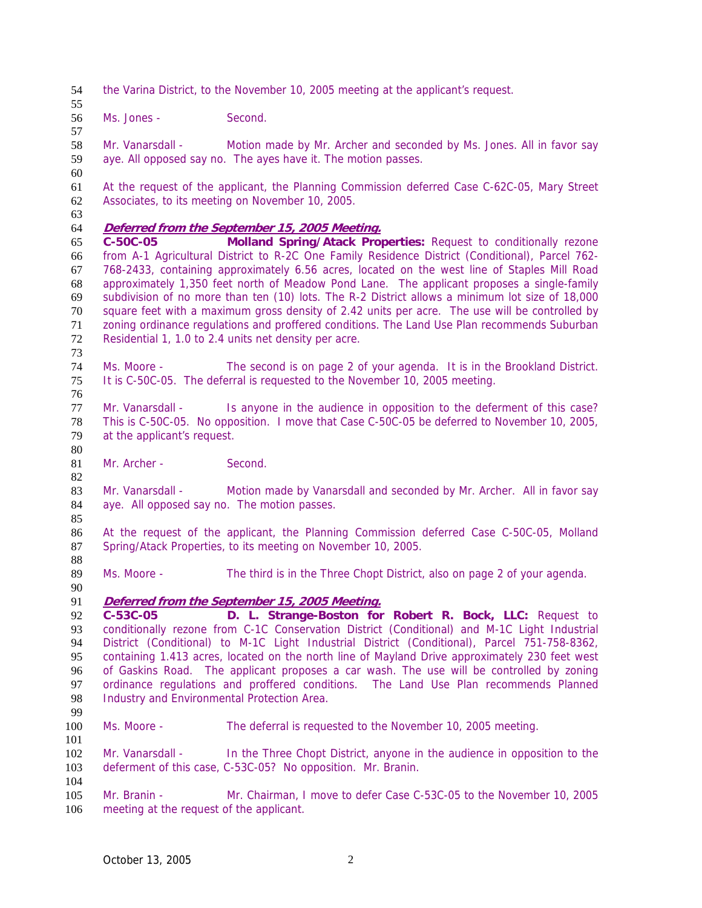the Varina District, to the November 10, 2005 meeting at the applicant's request.

Ms. Jones - Second.

Mr. Vanarsdall - Motion made by Mr. Archer and seconded by Ms. Jones. All in favor say aye. All opposed say no. The ayes have it. The motion passes.

At the request of the applicant, the Planning Commission deferred Case C-62C-05, Mary Street Associates, to its meeting on November 10, 2005.

***Deferred from the September 15, 2005 Meeting.***

**C-50C-05 Molland Spring/Atack Properties:** Request to conditionally rezone from A-1 Agricultural District to R-2C One Family Residence District (Conditional), Parcel 762-768-2433, containing approximately 6.56 acres, located on the west line of Staples Mill Road approximately 1,350 feet north of Meadow Pond Lane. The applicant proposes a single-family subdivision of no more than ten (10) lots. The R-2 District allows a minimum lot size of 18,000 square feet with a maximum gross density of 2.42 units per acre. The use will be controlled by zoning ordinance regulations and proffered conditions. The Land Use Plan recommends Suburban Residential 1, 1.0 to 2.4 units net density per acre.

Ms. Moore - The second is on page 2 of your agenda. It is in the Brookland District. It is C-50C-05. The deferral is requested to the November 10, 2005 meeting.

Mr. Vanarsdall - Is anyone in the audience in opposition to the deferment of this case? This is C-50C-05. No opposition. I move that Case C-50C-05 be deferred to November 10, 2005, at the applicant's request.

Mr. Archer - Second.

Mr. Vanarsdall - Motion made by Vanarsdall and seconded by Mr. Archer. All in favor say aye. All opposed say no. The motion passes.

At the request of the applicant, the Planning Commission deferred Case C-50C-05, Molland Spring/Atack Properties, to its meeting on November 10, 2005.

Ms. Moore - The third is in the Three Chopt District, also on page 2 of your agenda.

***Deferred from the September 15, 2005 Meeting.***

**C-53C-05 D. L. Strange-Boston for Robert R. Bock, LLC:** Request to conditionally rezone from C-1C Conservation District (Conditional) and M-1C Light Industrial District (Conditional) to M-1C Light Industrial District (Conditional), Parcel 751-758-8362, containing 1.413 acres, located on the north line of Mayland Drive approximately 230 feet west of Gaskins Road. The applicant proposes a car wash. The use will be controlled by zoning ordinance regulations and proffered conditions. The Land Use Plan recommends Planned Industry and Environmental Protection Area.

Ms. Moore - The deferral is requested to the November 10, 2005 meeting.

Mr. Vanarsdall - In the Three Chopt District, anyone in the audience in opposition to the deferment of this case, C-53C-05? No opposition. Mr. Branin.

Mr. Branin - Mr. Chairman, I move to defer Case C-53C-05 to the November 10, 2005 meeting at the request of the applicant.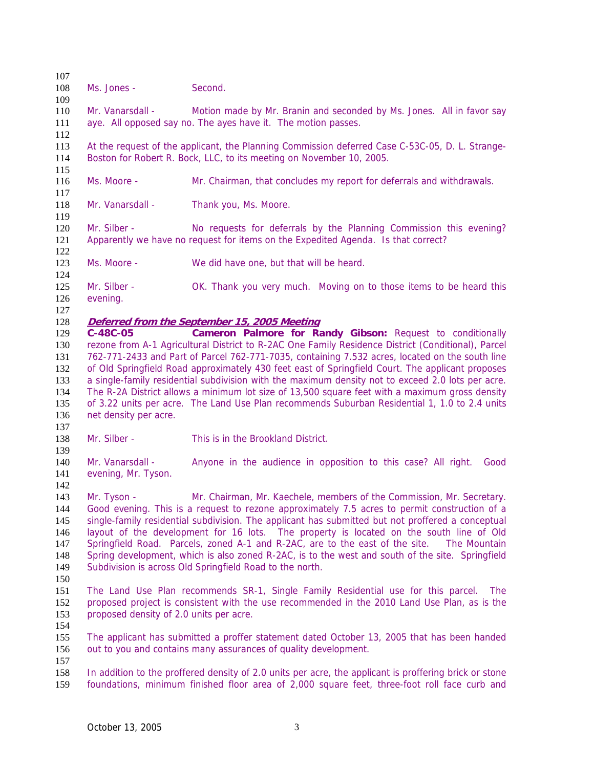Ms. Jones - Second.

Mr. Vanarsdall - Motion made by Mr. Branin and seconded by Ms. Jones. All in favor say aye. All opposed say no. The ayes have it. The motion passes.

At the request of the applicant, the Planning Commission deferred Case C-53C-05, D. L. Strange-Boston for Robert R. Bock, LLC, to its meeting on November 10, 2005.

Ms. Moore - Mr. Chairman, that concludes my report for deferrals and withdrawals.

Mr. Vanarsdall - Thank you, Ms. Moore.

Mr. Silber - No requests for deferrals by the Planning Commission this evening? Apparently we have no request for items on the Expedited Agenda. Is that correct?

Ms. Moore - We did have one, but that will be heard.

Mr. Silber - OK. Thank you very much. Moving on to those items to be heard this evening.

***Deferred from the September 15, 2005 Meeting***

**C-48C-05 Cameron Palmore for Randy Gibson:** Request to conditionally rezone from A-1 Agricultural District to R-2AC One Family Residence District (Conditional), Parcel 762-771-2433 and Part of Parcel 762-771-7035, containing 7.532 acres, located on the south line of Old Springfield Road approximately 430 feet east of Springfield Court. The applicant proposes a single-family residential subdivision with the maximum density not to exceed 2.0 lots per acre. The R-2A District allows a minimum lot size of 13,500 square feet with a maximum gross density of 3.22 units per acre. The Land Use Plan recommends Suburban Residential 1, 1.0 to 2.4 units net density per acre.

Mr. Silber - This is in the Brookland District.

Mr. Vanarsdall - Anyone in the audience in opposition to this case? All right. Good evening, Mr. Tyson.

Mr. Tyson - Mr. Chairman, Mr. Kaechele, members of the Commission, Mr. Secretary. Good evening. This is a request to rezone approximately 7.5 acres to permit construction of a single-family residential subdivision. The applicant has submitted but not proffered a conceptual layout of the development for 16 lots. The property is located on the south line of Old Springfield Road. Parcels, zoned A-1 and R-2AC, are to the east of the site. The Mountain Spring development, which is also zoned R-2AC, is to the west and south of the site. Springfield Subdivision is across Old Springfield Road to the north.

The Land Use Plan recommends SR-1, Single Family Residential use for this parcel. The proposed project is consistent with the use recommended in the 2010 Land Use Plan, as is the proposed density of 2.0 units per acre.

The applicant has submitted a proffer statement dated October 13, 2005 that has been handed out to you and contains many assurances of quality development.

In addition to the proffered density of 2.0 units per acre, the applicant is proffering brick or stone foundations, minimum finished floor area of 2,000 square feet, three-foot roll face curb and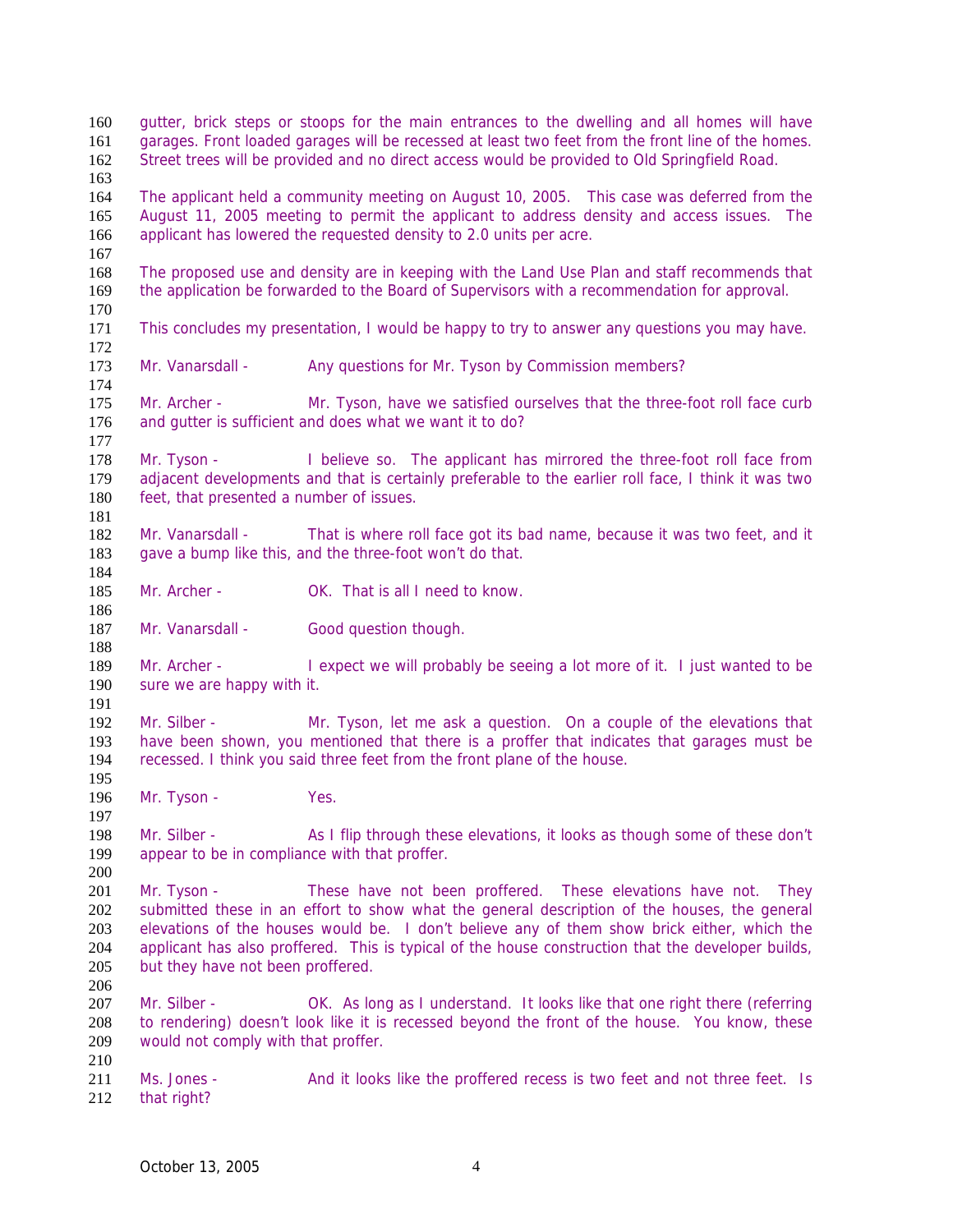gutter, brick steps or stoops for the main entrances to the dwelling and all homes will have garages. Front loaded garages will be recessed at least two feet from the front line of the homes. Street trees will be provided and no direct access would be provided to Old Springfield Road.

The applicant held a community meeting on August 10, 2005. This case was deferred from the August 11, 2005 meeting to permit the applicant to address density and access issues. The applicant has lowered the requested density to 2.0 units per acre.

The proposed use and density are in keeping with the Land Use Plan and staff recommends that the application be forwarded to the Board of Supervisors with a recommendation for approval.

This concludes my presentation, I would be happy to try to answer any questions you may have.

Mr. Vanarsdall - Any questions for Mr. Tyson by Commission members?

Mr. Archer - Mr. Tyson, have we satisfied ourselves that the three-foot roll face curb and gutter is sufficient and does what we want it to do?

Mr. Tyson - I believe so. The applicant has mirrored the three-foot roll face from adjacent developments and that is certainly preferable to the earlier roll face, I think it was two feet, that presented a number of issues.

Mr. Vanarsdall - That is where roll face got its bad name, because it was two feet, and it gave a bump like this, and the three-foot won't do that.

Mr. Archer - OK. That is all I need to know.

Mr. Vanarsdall - Good question though.

Mr. Archer - I expect we will probably be seeing a lot more of it. I just wanted to be sure we are happy with it.

Mr. Silber - Mr. Tyson, let me ask a question. On a couple of the elevations that have been shown, you mentioned that there is a proffer that indicates that garages must be recessed. I think you said three feet from the front plane of the house.

Mr. Tyson - Yes.

Mr. Silber - As I flip through these elevations, it looks as though some of these don't appear to be in compliance with that proffer.

Mr. Tyson - These have not been proffered. These elevations have not. They submitted these in an effort to show what the general description of the houses, the general elevations of the houses would be. I don't believe any of them show brick either, which the applicant has also proffered. This is typical of the house construction that the developer builds, but they have not been proffered.

Mr. Silber - OK. As long as I understand. It looks like that one right there (referring to rendering) doesn't look like it is recessed beyond the front of the house. You know, these would not comply with that proffer.

Ms. Jones - And it looks like the proffered recess is two feet and not three feet. Is that right?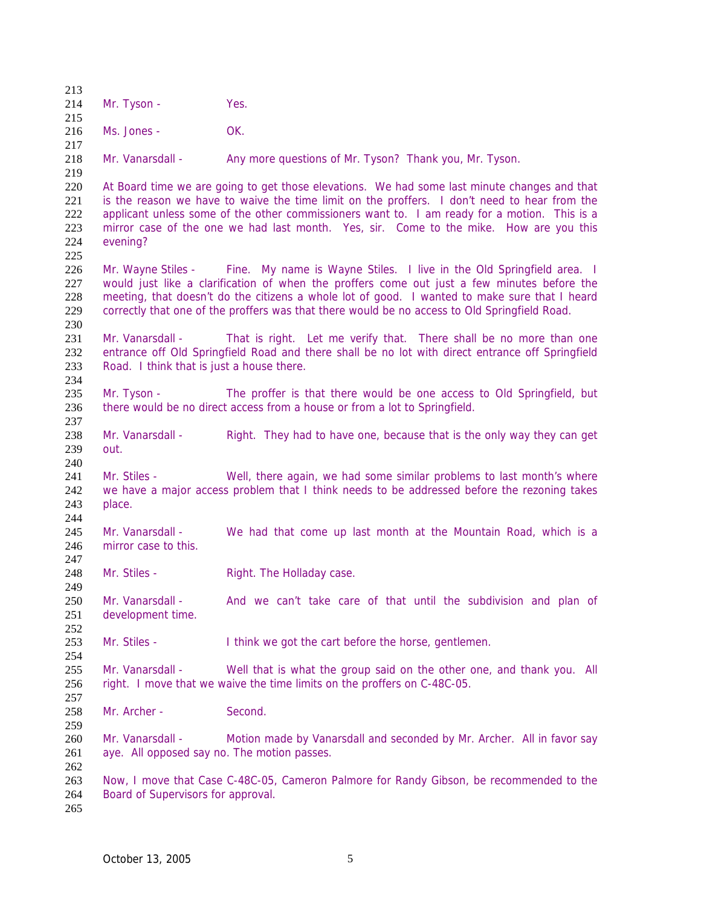Mr. Tyson - Yes.

Ms. Jones - OK.

Mr. Vanarsdall - Any more questions of Mr. Tyson? Thank you, Mr. Tyson.

At Board time we are going to get those elevations. We had some last minute changes and that is the reason we have to waive the time limit on the proffers. I don't need to hear from the applicant unless some of the other commissioners want to. I am ready for a motion. This is a mirror case of the one we had last month. Yes, sir. Come to the mike. How are you this evening?

Mr. Wayne Stiles - Fine. My name is Wayne Stiles. I live in the Old Springfield area. I would just like a clarification of when the proffers come out just a few minutes before the meeting, that doesn't do the citizens a whole lot of good. I wanted to make sure that I heard correctly that one of the proffers was that there would be no access to Old Springfield Road.

Mr. Vanarsdall - That is right. Let me verify that. There shall be no more than one entrance off Old Springfield Road and there shall be no lot with direct entrance off Springfield Road. I think that is just a house there.

Mr. Tyson - The proffer is that there would be one access to Old Springfield, but there would be no direct access from a house or from a lot to Springfield.

Mr. Vanarsdall - Right. They had to have one, because that is the only way they can get out.

Mr. Stiles - Well, there again, we had some similar problems to last month's where we have a major access problem that I think needs to be addressed before the rezoning takes place.

Mr. Vanarsdall - We had that come up last month at the Mountain Road, which is a mirror case to this.

Mr. Stiles - Right. The Holladay case.

Mr. Vanarsdall - And we can't take care of that until the subdivision and plan of development time.

Mr. Stiles - I think we got the cart before the horse, gentlemen.

Mr. Vanarsdall - Well that is what the group said on the other one, and thank you. All right. I move that we waive the time limits on the proffers on C-48C-05.

Mr. Archer - Second.

Mr. Vanarsdall - Motion made by Vanarsdall and seconded by Mr. Archer. All in favor say aye. All opposed say no. The motion passes.

Now, I move that Case C-48C-05, Cameron Palmore for Randy Gibson, be recommended to the Board of Supervisors for approval.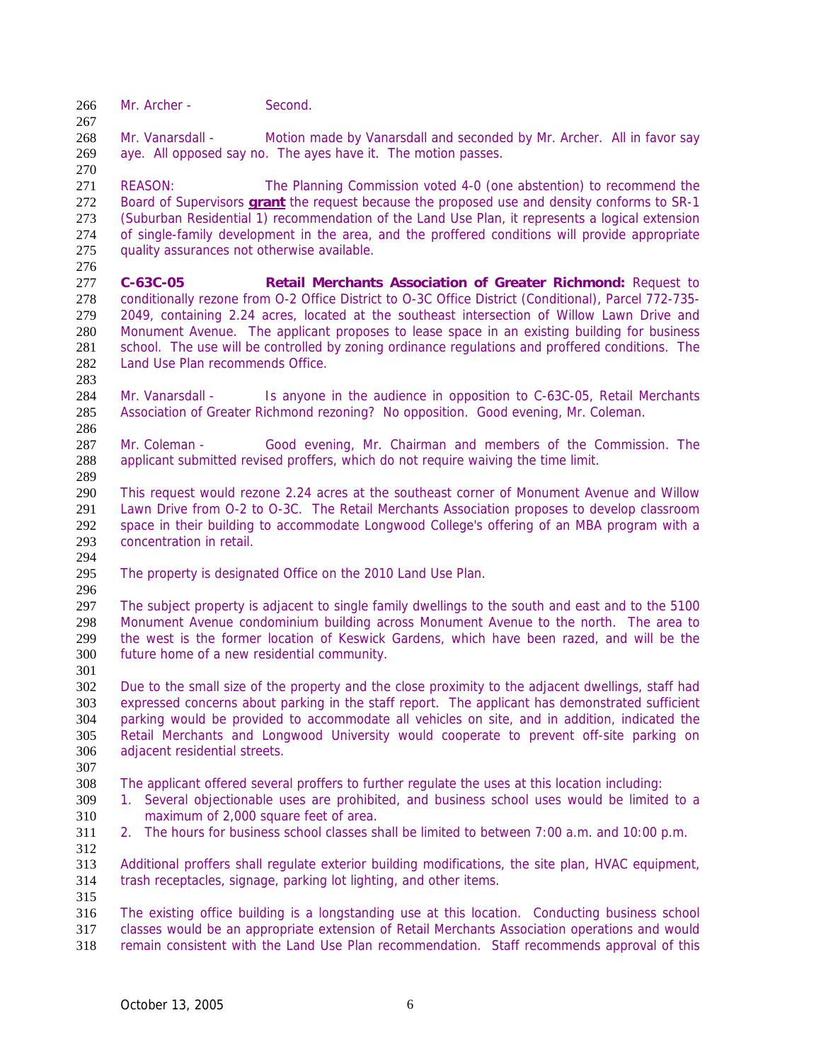Mr. Archer - Second.

Mr. Vanarsdall - Motion made by Vanarsdall and seconded by Mr. Archer. All in favor say aye. All opposed say no. The ayes have it. The motion passes.

REASON: The Planning Commission voted 4-0 (one abstention) to recommend the Board of Supervisors **grant** the request because the proposed use and density conforms to SR-1 (Suburban Residential 1) recommendation of the Land Use Plan, it represents a logical extension of single-family development in the area, and the proffered conditions will provide appropriate quality assurances not otherwise available.

**C-63C-05 Retail Merchants Association of Greater Richmond:** Request to conditionally rezone from O-2 Office District to O-3C Office District (Conditional), Parcel 772-735-2049, containing 2.24 acres, located at the southeast intersection of Willow Lawn Drive and Monument Avenue. The applicant proposes to lease space in an existing building for business school. The use will be controlled by zoning ordinance regulations and proffered conditions. The Land Use Plan recommends Office.

Mr. Vanarsdall - Is anyone in the audience in opposition to C-63C-05, Retail Merchants Association of Greater Richmond rezoning? No opposition. Good evening, Mr. Coleman.

Mr. Coleman - Good evening, Mr. Chairman and members of the Commission. The applicant submitted revised proffers, which do not require waiving the time limit.

This request would rezone 2.24 acres at the southeast corner of Monument Avenue and Willow Lawn Drive from O-2 to O-3C. The Retail Merchants Association proposes to develop classroom space in their building to accommodate Longwood College's offering of an MBA program with a concentration in retail.

The property is designated Office on the 2010 Land Use Plan.

The subject property is adjacent to single family dwellings to the south and east and to the 5100 Monument Avenue condominium building across Monument Avenue to the north. The area to the west is the former location of Keswick Gardens, which have been razed, and will be the future home of a new residential community.

Due to the small size of the property and the close proximity to the adjacent dwellings, staff had expressed concerns about parking in the staff report. The applicant has demonstrated sufficient parking would be provided to accommodate all vehicles on site, and in addition, indicated the Retail Merchants and Longwood University would cooperate to prevent off-site parking on adjacent residential streets.

The applicant offered several proffers to further regulate the uses at this location including:

1. Several objectionable uses are prohibited, and business school uses would be limited to a maximum of 2,000 square feet of area.
2. The hours for business school classes shall be limited to between 7:00 a.m. and 10:00 p.m.

Additional proffers shall regulate exterior building modifications, the site plan, HVAC equipment, trash receptacles, signage, parking lot lighting, and other items.

The existing office building is a longstanding use at this location. Conducting business school classes would be an appropriate extension of Retail Merchants Association operations and would remain consistent with the Land Use Plan recommendation. Staff recommends approval of this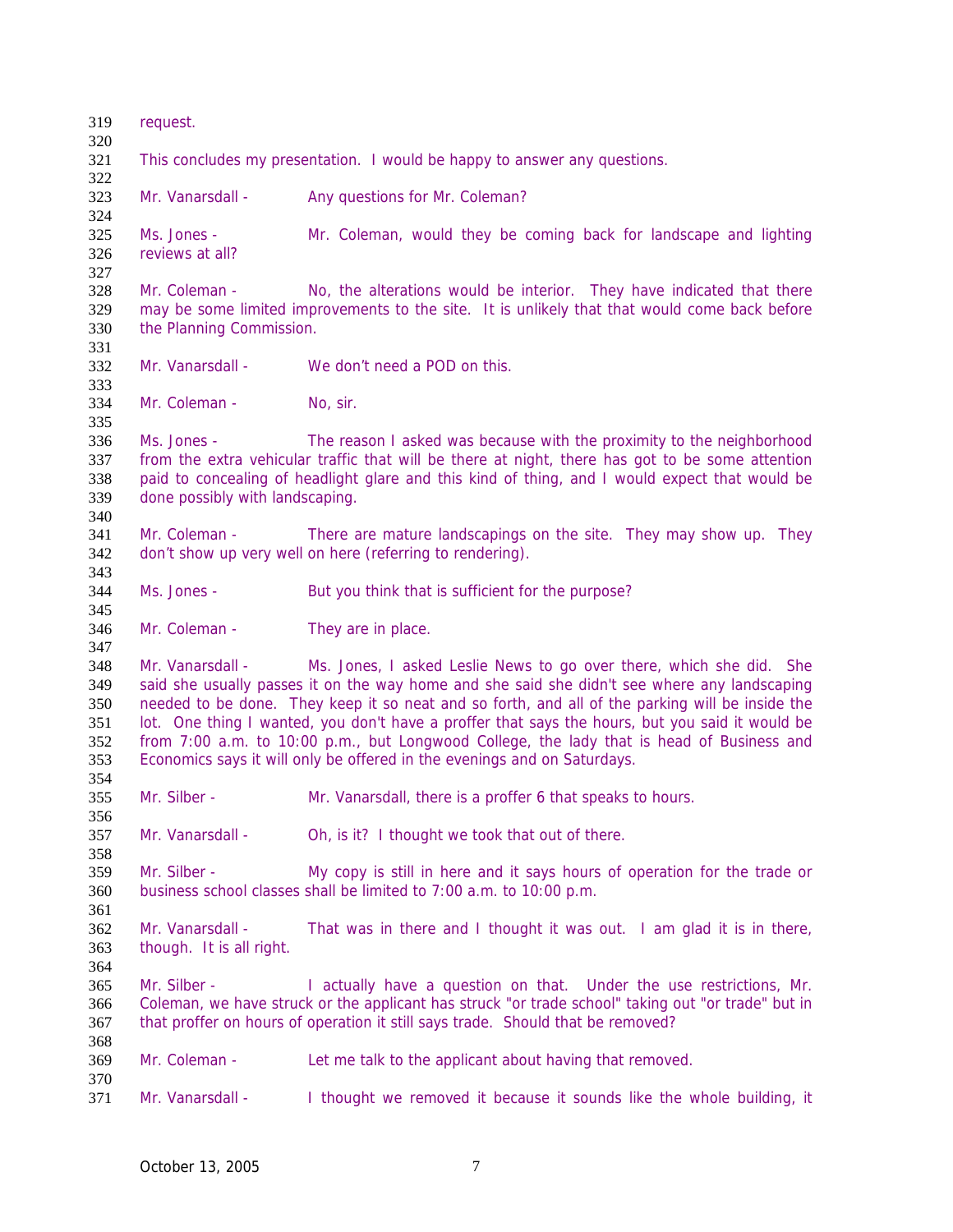request.

This concludes my presentation. I would be happy to answer any questions.

Mr. Vanarsdall - Any questions for Mr. Coleman?

Ms. Jones - Mr. Coleman, would they be coming back for landscape and lighting reviews at all?

Mr. Coleman - No, the alterations would be interior. They have indicated that there may be some limited improvements to the site. It is unlikely that that would come back before the Planning Commission.

Mr. Vanarsdall - We don't need a POD on this.

Mr. Coleman - No, sir.

Ms. Jones - The reason I asked was because with the proximity to the neighborhood from the extra vehicular traffic that will be there at night, there has got to be some attention paid to concealing of headlight glare and this kind of thing, and I would expect that would be done possibly with landscaping.

Mr. Coleman - There are mature landscapings on the site. They may show up. They don't show up very well on here (referring to rendering).

Ms. Jones - But you think that is sufficient for the purpose?

Mr. Coleman - They are in place.

Mr. Vanarsdall - Ms. Jones, I asked Leslie News to go over there, which she did. She said she usually passes it on the way home and she said she didn't see where any landscaping needed to be done. They keep it so neat and so forth, and all of the parking will be inside the lot. One thing I wanted, you don't have a proffer that says the hours, but you said it would be from 7:00 a.m. to 10:00 p.m., but Longwood College, the lady that is head of Business and Economics says it will only be offered in the evenings and on Saturdays.

Mr. Silber - Mr. Vanarsdall, there is a proffer 6 that speaks to hours.

Mr. Vanarsdall - Oh, is it? I thought we took that out of there.

Mr. Silber - My copy is still in here and it says hours of operation for the trade or business school classes shall be limited to 7:00 a.m. to 10:00 p.m.

Mr. Vanarsdall - That was in there and I thought it was out. I am glad it is in there, though. It is all right.

Mr. Silber - I actually have a question on that. Under the use restrictions, Mr. Coleman, we have struck or the applicant has struck "or trade school" taking out "or trade" but in that proffer on hours of operation it still says trade. Should that be removed?

Mr. Coleman - Let me talk to the applicant about having that removed.

Mr. Vanarsdall - I thought we removed it because it sounds like the whole building, it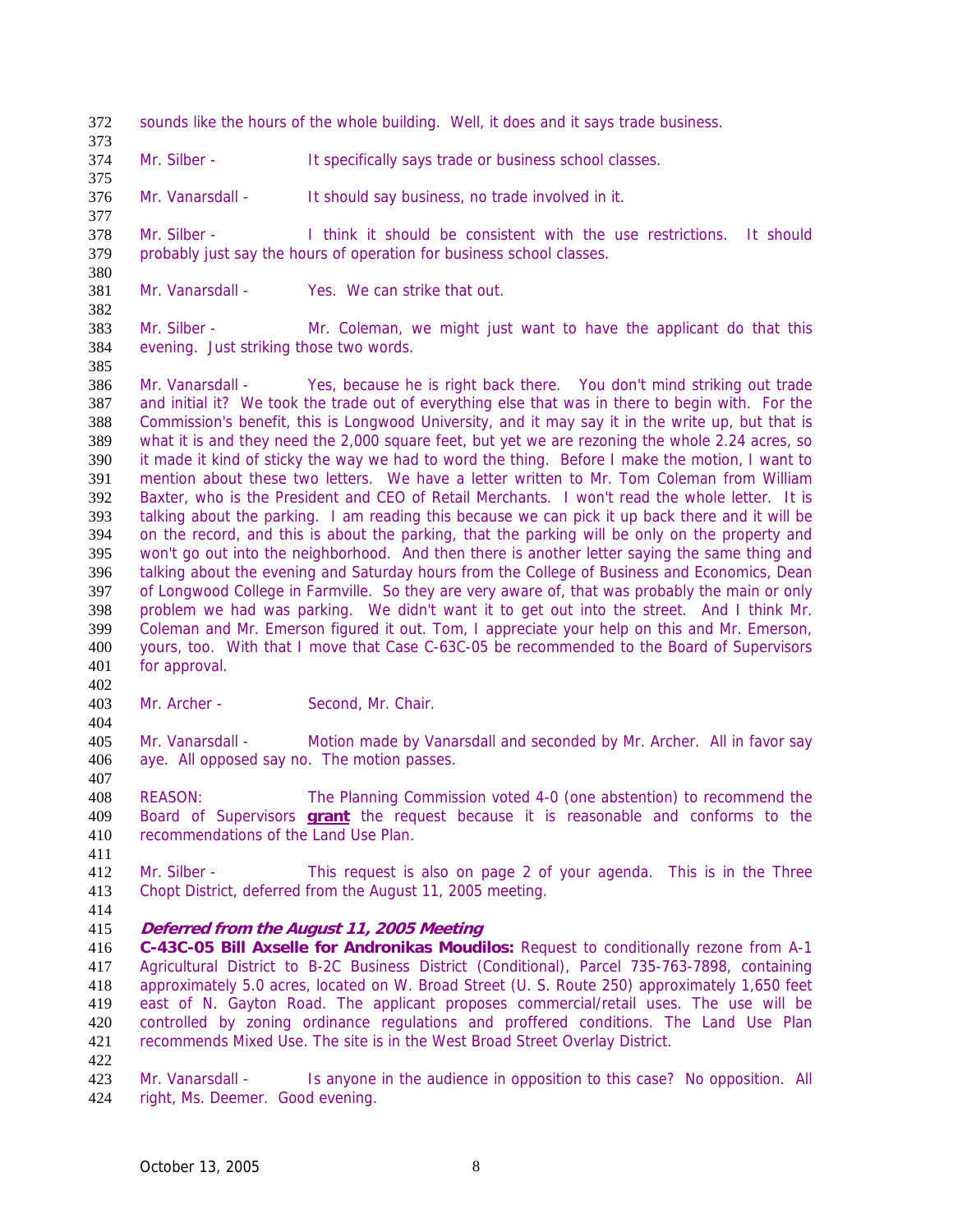sounds like the hours of the whole building. Well, it does and it says trade business.

Mr. Silber - It specifically says trade or business school classes.

Mr. Vanarsdall - It should say business, no trade involved in it.

Mr. Silber - I think it should be consistent with the use restrictions. It should probably just say the hours of operation for business school classes.

Mr. Vanarsdall - Yes. We can strike that out.

Mr. Silber - Mr. Coleman, we might just want to have the applicant do that this evening. Just striking those two words.

Mr. Vanarsdall - Yes, because he is right back there. You don't mind striking out trade and initial it? We took the trade out of everything else that was in there to begin with. For the Commission's benefit, this is Longwood University, and it may say it in the write up, but that is what it is and they need the 2,000 square feet, but yet we are rezoning the whole 2.24 acres, so it made it kind of sticky the way we had to word the thing. Before I make the motion, I want to mention about these two letters. We have a letter written to Mr. Tom Coleman from William Baxter, who is the President and CEO of Retail Merchants. I won't read the whole letter. It is talking about the parking. I am reading this because we can pick it up back there and it will be on the record, and this is about the parking, that the parking will be only on the property and won't go out into the neighborhood. And then there is another letter saying the same thing and talking about the evening and Saturday hours from the College of Business and Economics, Dean of Longwood College in Farmville. So they are very aware of, that was probably the main or only problem we had was parking. We didn't want it to get out into the street. And I think Mr. Coleman and Mr. Emerson figured it out. Tom, I appreciate your help on this and Mr. Emerson, yours, too. With that I move that Case C-63C-05 be recommended to the Board of Supervisors for approval.

Mr. Archer - Second, Mr. Chair.

Mr. Vanarsdall - Motion made by Vanarsdall and seconded by Mr. Archer. All in favor say aye. All opposed say no. The motion passes.

REASON: The Planning Commission voted 4-0 (one abstention) to recommend the Board of Supervisors **grant** the request because it is reasonable and conforms to the recommendations of the Land Use Plan.

Mr. Silber - This request is also on page 2 of your agenda. This is in the Three Chopt District, deferred from the August 11, 2005 meeting.

***Deferred from the August 11, 2005 Meeting***

**C-43C-05 Bill Axselle for Andronikas Moudilos:** Request to conditionally rezone from A-1 Agricultural District to B-2C Business District (Conditional), Parcel 735-763-7898, containing approximately 5.0 acres, located on W. Broad Street (U. S. Route 250) approximately 1,650 feet east of N. Gayton Road. The applicant proposes commercial/retail uses. The use will be controlled by zoning ordinance regulations and proffered conditions. The Land Use Plan recommends Mixed Use. The site is in the West Broad Street Overlay District.

Mr. Vanarsdall - Is anyone in the audience in opposition to this case? No opposition. All right, Ms. Deemer. Good evening.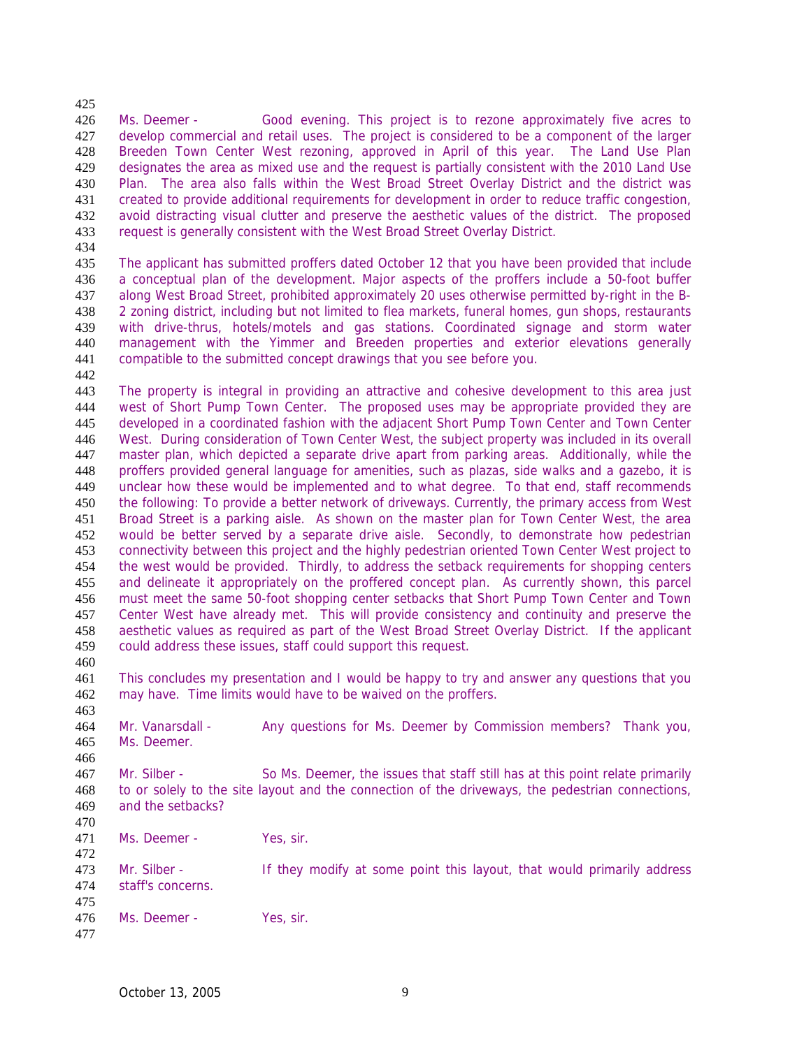Ms. Deemer - Good evening. This project is to rezone approximately five acres to develop commercial and retail uses. The project is considered to be a component of the larger Breeden Town Center West rezoning, approved in April of this year. The Land Use Plan designates the area as mixed use and the request is partially consistent with the 2010 Land Use Plan. The area also falls within the West Broad Street Overlay District and the district was created to provide additional requirements for development in order to reduce traffic congestion, avoid distracting visual clutter and preserve the aesthetic values of the district. The proposed request is generally consistent with the West Broad Street Overlay District.

The applicant has submitted proffers dated October 12 that you have been provided that include a conceptual plan of the development. Major aspects of the proffers include a 50-foot buffer along West Broad Street, prohibited approximately 20 uses otherwise permitted by-right in the B-2 zoning district, including but not limited to flea markets, funeral homes, gun shops, restaurants with drive-thrus, hotels/motels and gas stations. Coordinated signage and storm water management with the Yimmer and Breeden properties and exterior elevations generally compatible to the submitted concept drawings that you see before you.

The property is integral in providing an attractive and cohesive development to this area just west of Short Pump Town Center. The proposed uses may be appropriate provided they are developed in a coordinated fashion with the adjacent Short Pump Town Center and Town Center West. During consideration of Town Center West, the subject property was included in its overall master plan, which depicted a separate drive apart from parking areas. Additionally, while the proffers provided general language for amenities, such as plazas, side walks and a gazebo, it is unclear how these would be implemented and to what degree. To that end, staff recommends the following: To provide a better network of driveways. Currently, the primary access from West Broad Street is a parking aisle. As shown on the master plan for Town Center West, the area would be better served by a separate drive aisle. Secondly, to demonstrate how pedestrian connectivity between this project and the highly pedestrian oriented Town Center West project to the west would be provided. Thirdly, to address the setback requirements for shopping centers and delineate it appropriately on the proffered concept plan. As currently shown, this parcel must meet the same 50-foot shopping center setbacks that Short Pump Town Center and Town Center West have already met. This will provide consistency and continuity and preserve the aesthetic values as required as part of the West Broad Street Overlay District. If the applicant could address these issues, staff could support this request.

This concludes my presentation and I would be happy to try and answer any questions that you may have. Time limits would have to be waived on the proffers.

Mr. Vanarsdall - Any questions for Ms. Deemer by Commission members? Thank you, Ms. Deemer.

Mr. Silber - So Ms. Deemer, the issues that staff still has at this point relate primarily to or solely to the site layout and the connection of the driveways, the pedestrian connections, and the setbacks?

Ms. Deemer - Yes, sir.

Mr. Silber - If they modify at some point this layout, that would primarily address staff's concerns.

Ms. Deemer - Yes, sir.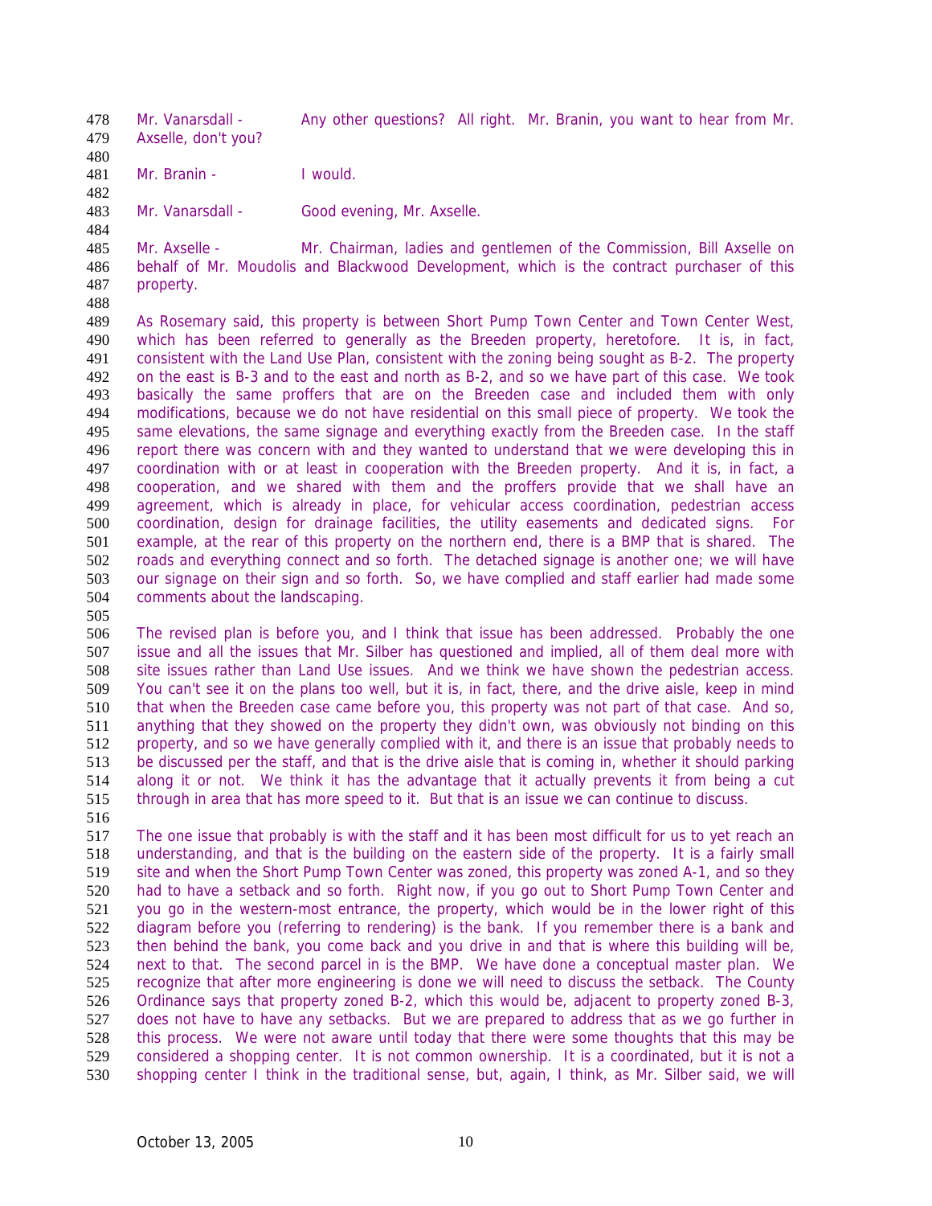Mr. Vanarsdall - Any other questions? All right. Mr. Branin, you want to hear from Mr. Axselle, don't you?

Mr. Branin - I would.

Mr. Vanarsdall - Good evening, Mr. Axselle.

Mr. Axselle - Mr. Chairman, ladies and gentlemen of the Commission, Bill Axselle on behalf of Mr. Moudolis and Blackwood Development, which is the contract purchaser of this property.

As Rosemary said, this property is between Short Pump Town Center and Town Center West, which has been referred to generally as the Breeden property, heretofore. It is, in fact, consistent with the Land Use Plan, consistent with the zoning being sought as B-2. The property on the east is B-3 and to the east and north as B-2, and so we have part of this case. We took basically the same proffers that are on the Breeden case and included them with only modifications, because we do not have residential on this small piece of property. We took the same elevations, the same signage and everything exactly from the Breeden case. In the staff report there was concern with and they wanted to understand that we were developing this in coordination with or at least in cooperation with the Breeden property. And it is, in fact, a cooperation, and we shared with them and the proffers provide that we shall have an agreement, which is already in place, for vehicular access coordination, pedestrian access coordination, design for drainage facilities, the utility easements and dedicated signs. For example, at the rear of this property on the northern end, there is a BMP that is shared. The roads and everything connect and so forth. The detached signage is another one; we will have our signage on their sign and so forth. So, we have complied and staff earlier had made some comments about the landscaping.

The revised plan is before you, and I think that issue has been addressed. Probably the one issue and all the issues that Mr. Silber has questioned and implied, all of them deal more with site issues rather than Land Use issues. And we think we have shown the pedestrian access. You can't see it on the plans too well, but it is, in fact, there, and the drive aisle, keep in mind that when the Breeden case came before you, this property was not part of that case. And so, anything that they showed on the property they didn't own, was obviously not binding on this property, and so we have generally complied with it, and there is an issue that probably needs to be discussed per the staff, and that is the drive aisle that is coming in, whether it should parking along it or not. We think it has the advantage that it actually prevents it from being a cut through in area that has more speed to it. But that is an issue we can continue to discuss.

The one issue that probably is with the staff and it has been most difficult for us to yet reach an understanding, and that is the building on the eastern side of the property. It is a fairly small site and when the Short Pump Town Center was zoned, this property was zoned A-1, and so they had to have a setback and so forth. Right now, if you go out to Short Pump Town Center and you go in the western-most entrance, the property, which would be in the lower right of this diagram before you (referring to rendering) is the bank. If you remember there is a bank and then behind the bank, you come back and you drive in and that is where this building will be, next to that. The second parcel in is the BMP. We have done a conceptual master plan. We recognize that after more engineering is done we will need to discuss the setback. The County Ordinance says that property zoned B-2, which this would be, adjacent to property zoned B-3, does not have to have any setbacks. But we are prepared to address that as we go further in this process. We were not aware until today that there were some thoughts that this may be considered a shopping center. It is not common ownership. It is a coordinated, but it is not a shopping center I think in the traditional sense, but, again, I think, as Mr. Silber said, we will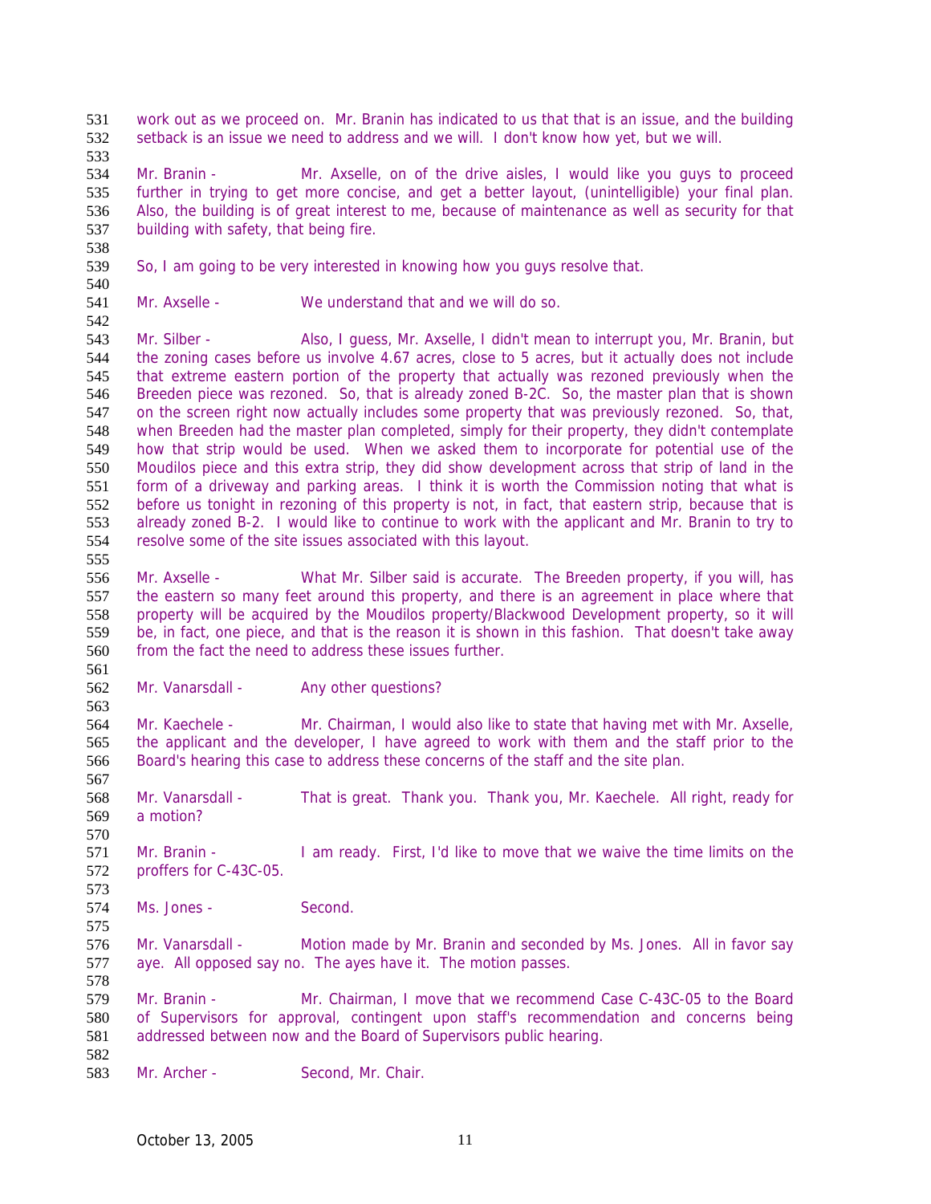work out as we proceed on. Mr. Branin has indicated to us that that is an issue, and the building setback is an issue we need to address and we will. I don't know how yet, but we will.

Mr. Branin - Mr. Axselle, on of the drive aisles, I would like you guys to proceed further in trying to get more concise, and get a better layout, (unintelligible) your final plan. Also, the building is of great interest to me, because of maintenance as well as security for that building with safety, that being fire.

So, I am going to be very interested in knowing how you guys resolve that.

Mr. Axselle - We understand that and we will do so.

Mr. Silber - Also, I guess, Mr. Axselle, I didn't mean to interrupt you, Mr. Branin, but the zoning cases before us involve 4.67 acres, close to 5 acres, but it actually does not include that extreme eastern portion of the property that actually was rezoned previously when the Breeden piece was rezoned. So, that is already zoned B-2C. So, the master plan that is shown on the screen right now actually includes some property that was previously rezoned. So, that, when Breeden had the master plan completed, simply for their property, they didn't contemplate how that strip would be used. When we asked them to incorporate for potential use of the Moudilos piece and this extra strip, they did show development across that strip of land in the form of a driveway and parking areas. I think it is worth the Commission noting that what is before us tonight in rezoning of this property is not, in fact, that eastern strip, because that is already zoned B-2. I would like to continue to work with the applicant and Mr. Branin to try to resolve some of the site issues associated with this layout.

Mr. Axselle - What Mr. Silber said is accurate. The Breeden property, if you will, has the eastern so many feet around this property, and there is an agreement in place where that property will be acquired by the Moudilos property/Blackwood Development property, so it will be, in fact, one piece, and that is the reason it is shown in this fashion. That doesn't take away from the fact the need to address these issues further.

Mr. Vanarsdall - Any other questions?

Mr. Kaechele - Mr. Chairman, I would also like to state that having met with Mr. Axselle, the applicant and the developer, I have agreed to work with them and the staff prior to the Board's hearing this case to address these concerns of the staff and the site plan.

Mr. Vanarsdall - That is great. Thank you. Thank you, Mr. Kaechele. All right, ready for a motion?

Mr. Branin - I am ready. First, I'd like to move that we waive the time limits on the proffers for C-43C-05.

Ms. Jones - Second.

Mr. Vanarsdall - Motion made by Mr. Branin and seconded by Ms. Jones. All in favor say aye. All opposed say no. The ayes have it. The motion passes.

Mr. Branin - Mr. Chairman, I move that we recommend Case C-43C-05 to the Board of Supervisors for approval, contingent upon staff's recommendation and concerns being addressed between now and the Board of Supervisors public hearing.

Mr. Archer - Second, Mr. Chair.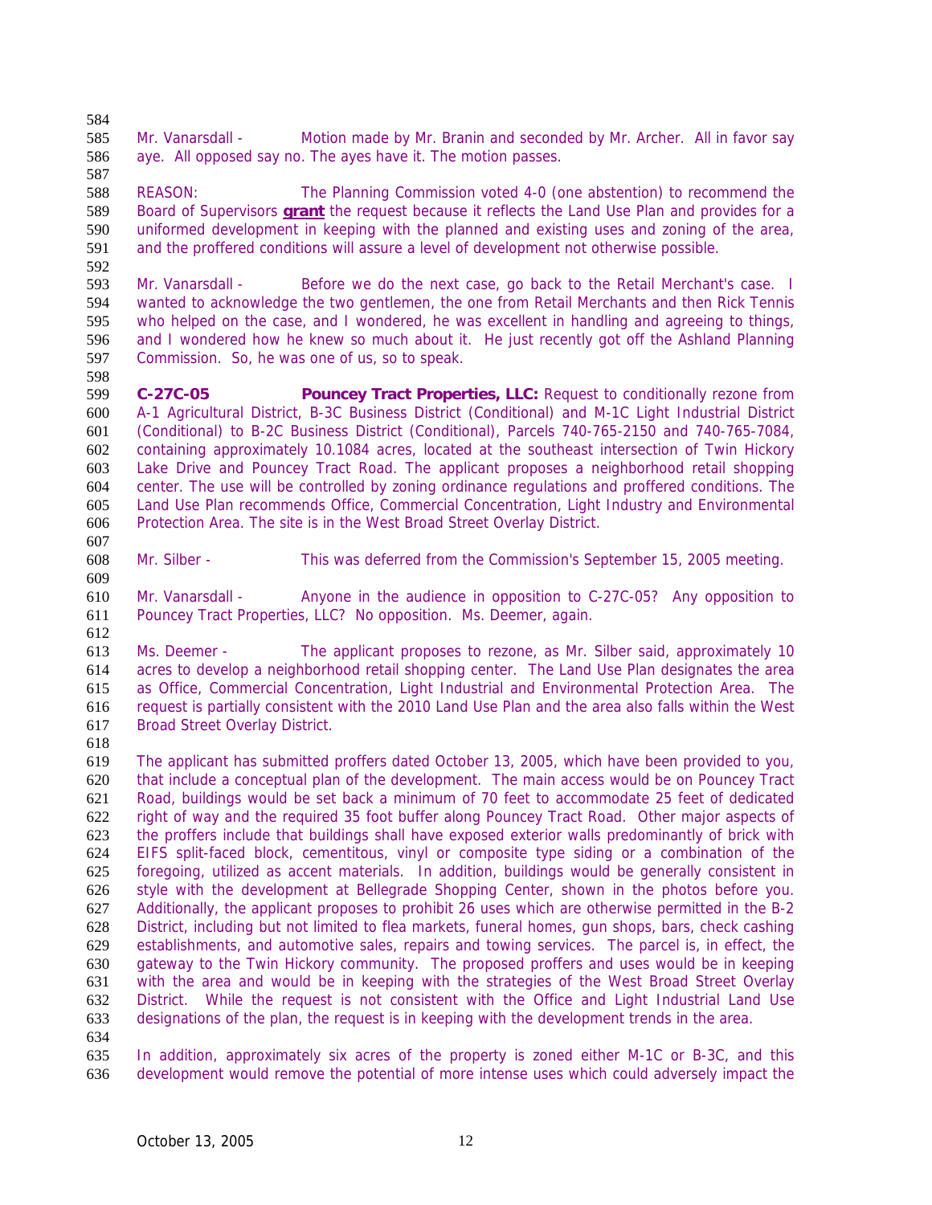Mr. Vanarsdall - Motion made by Mr. Branin and seconded by Mr. Archer. All in favor say aye. All opposed say no. The ayes have it. The motion passes.

REASON: The Planning Commission voted 4-0 (one abstention) to recommend the Board of Supervisors **grant** the request because it reflects the Land Use Plan and provides for a uniformed development in keeping with the planned and existing uses and zoning of the area, and the proffered conditions will assure a level of development not otherwise possible.

Mr. Vanarsdall - Before we do the next case, go back to the Retail Merchant's case. I wanted to acknowledge the two gentlemen, the one from Retail Merchants and then Rick Tennis who helped on the case, and I wondered, he was excellent in handling and agreeing to things, and I wondered how he knew so much about it. He just recently got off the Ashland Planning Commission. So, he was one of us, so to speak.

**C-27C-05 Pouncey Tract Properties, LLC:** Request to conditionally rezone from A-1 Agricultural District, B-3C Business District (Conditional) and M-1C Light Industrial District (Conditional) to B-2C Business District (Conditional), Parcels 740-765-2150 and 740-765-7084, containing approximately 10.1084 acres, located at the southeast intersection of Twin Hickory Lake Drive and Pouncey Tract Road. The applicant proposes a neighborhood retail shopping center. The use will be controlled by zoning ordinance regulations and proffered conditions. The Land Use Plan recommends Office, Commercial Concentration, Light Industry and Environmental Protection Area. The site is in the West Broad Street Overlay District.

Mr. Silber - This was deferred from the Commission's September 15, 2005 meeting.

Mr. Vanarsdall - Anyone in the audience in opposition to C-27C-05? Any opposition to Pouncey Tract Properties, LLC? No opposition. Ms. Deemer, again.

Ms. Deemer - The applicant proposes to rezone, as Mr. Silber said, approximately 10 acres to develop a neighborhood retail shopping center. The Land Use Plan designates the area as Office, Commercial Concentration, Light Industrial and Environmental Protection Area. The request is partially consistent with the 2010 Land Use Plan and the area also falls within the West Broad Street Overlay District.

The applicant has submitted proffers dated October 13, 2005, which have been provided to you, that include a conceptual plan of the development. The main access would be on Pouncey Tract Road, buildings would be set back a minimum of 70 feet to accommodate 25 feet of dedicated right of way and the required 35 foot buffer along Pouncey Tract Road. Other major aspects of the proffers include that buildings shall have exposed exterior walls predominantly of brick with EIFS split-faced block, cementitous, vinyl or composite type siding or a combination of the foregoing, utilized as accent materials. In addition, buildings would be generally consistent in style with the development at Bellegrade Shopping Center, shown in the photos before you. Additionally, the applicant proposes to prohibit 26 uses which are otherwise permitted in the B-2 District, including but not limited to flea markets, funeral homes, gun shops, bars, check cashing establishments, and automotive sales, repairs and towing services. The parcel is, in effect, the gateway to the Twin Hickory community. The proposed proffers and uses would be in keeping with the area and would be in keeping with the strategies of the West Broad Street Overlay District. While the request is not consistent with the Office and Light Industrial Land Use designations of the plan, the request is in keeping with the development trends in the area.

In addition, approximately six acres of the property is zoned either M-1C or B-3C, and this development would remove the potential of more intense uses which could adversely impact the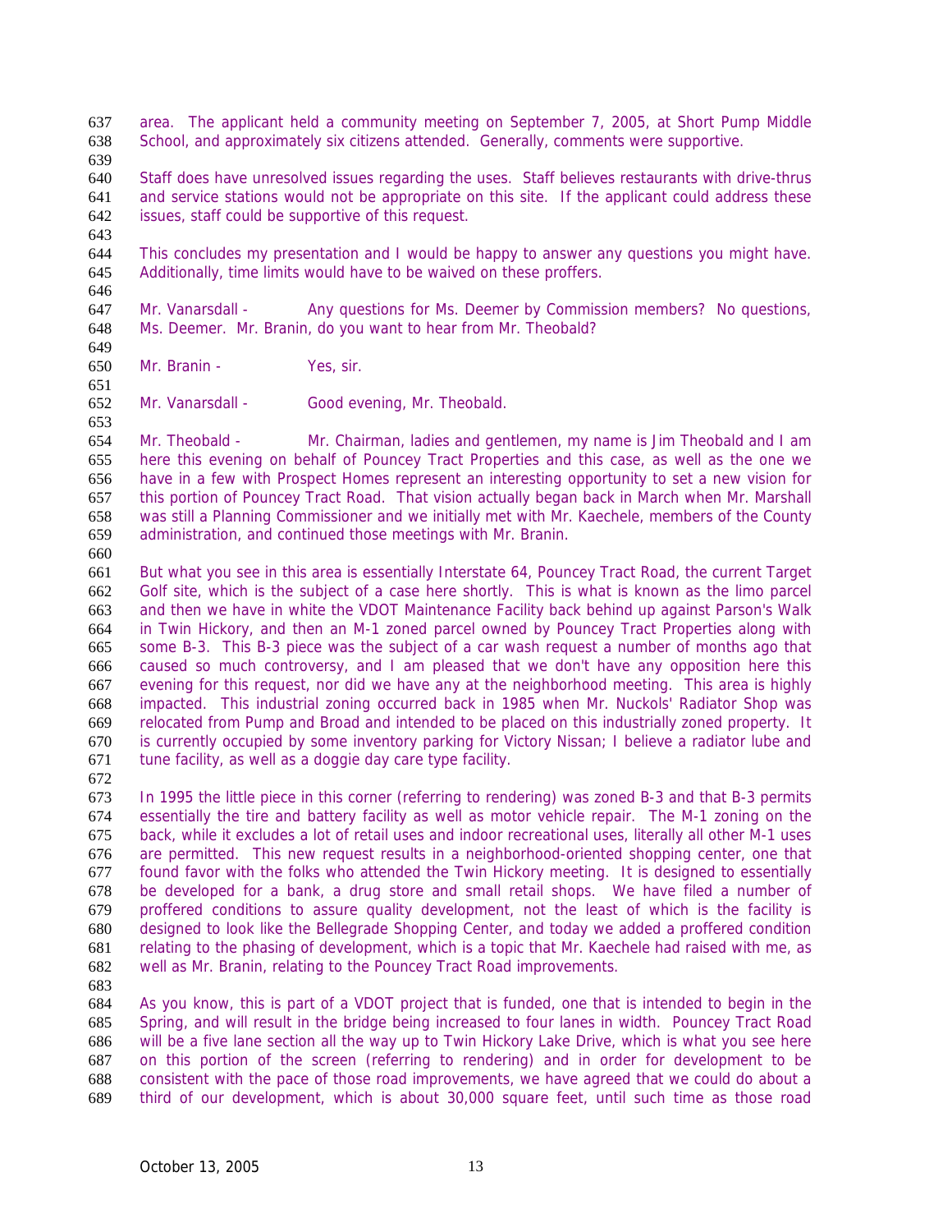area. The applicant held a community meeting on September 7, 2005, at Short Pump Middle School, and approximately six citizens attended. Generally, comments were supportive.

Staff does have unresolved issues regarding the uses. Staff believes restaurants with drive-thrus and service stations would not be appropriate on this site. If the applicant could address these issues, staff could be supportive of this request.

This concludes my presentation and I would be happy to answer any questions you might have. Additionally, time limits would have to be waived on these proffers.

Mr. Vanarsdall - Any questions for Ms. Deemer by Commission members? No questions, Ms. Deemer. Mr. Branin, do you want to hear from Mr. Theobald?

Mr. Branin - Yes, sir.

Mr. Vanarsdall - Good evening, Mr. Theobald.

Mr. Theobald - Mr. Chairman, ladies and gentlemen, my name is Jim Theobald and I am here this evening on behalf of Pouncey Tract Properties and this case, as well as the one we have in a few with Prospect Homes represent an interesting opportunity to set a new vision for this portion of Pouncey Tract Road. That vision actually began back in March when Mr. Marshall was still a Planning Commissioner and we initially met with Mr. Kaechele, members of the County administration, and continued those meetings with Mr. Branin.

But what you see in this area is essentially Interstate 64, Pouncey Tract Road, the current Target Golf site, which is the subject of a case here shortly. This is what is known as the limo parcel and then we have in white the VDOT Maintenance Facility back behind up against Parson's Walk in Twin Hickory, and then an M-1 zoned parcel owned by Pouncey Tract Properties along with some B-3. This B-3 piece was the subject of a car wash request a number of months ago that caused so much controversy, and I am pleased that we don't have any opposition here this evening for this request, nor did we have any at the neighborhood meeting. This area is highly impacted. This industrial zoning occurred back in 1985 when Mr. Nuckols' Radiator Shop was relocated from Pump and Broad and intended to be placed on this industrially zoned property. It is currently occupied by some inventory parking for Victory Nissan; I believe a radiator lube and tune facility, as well as a doggie day care type facility.

In 1995 the little piece in this corner (referring to rendering) was zoned B-3 and that B-3 permits essentially the tire and battery facility as well as motor vehicle repair. The M-1 zoning on the back, while it excludes a lot of retail uses and indoor recreational uses, literally all other M-1 uses are permitted. This new request results in a neighborhood-oriented shopping center, one that found favor with the folks who attended the Twin Hickory meeting. It is designed to essentially be developed for a bank, a drug store and small retail shops. We have filed a number of proffered conditions to assure quality development, not the least of which is the facility is designed to look like the Bellegrade Shopping Center, and today we added a proffered condition relating to the phasing of development, which is a topic that Mr. Kaechele had raised with me, as well as Mr. Branin, relating to the Pouncey Tract Road improvements.

As you know, this is part of a VDOT project that is funded, one that is intended to begin in the Spring, and will result in the bridge being increased to four lanes in width. Pouncey Tract Road will be a five lane section all the way up to Twin Hickory Lake Drive, which is what you see here on this portion of the screen (referring to rendering) and in order for development to be consistent with the pace of those road improvements, we have agreed that we could do about a third of our development, which is about 30,000 square feet, until such time as those road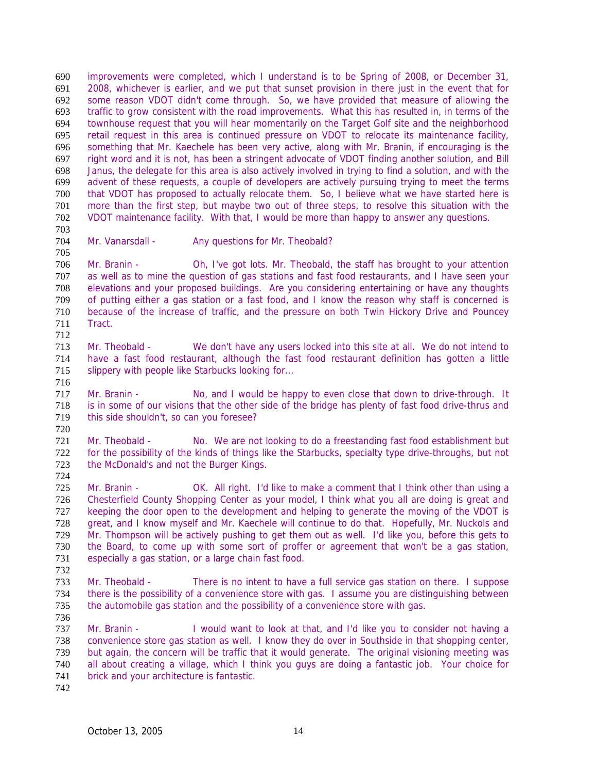improvements were completed, which I understand is to be Spring of 2008, or December 31, 2008, whichever is earlier, and we put that sunset provision in there just in the event that for some reason VDOT didn't come through. So, we have provided that measure of allowing the traffic to grow consistent with the road improvements. What this has resulted in, in terms of the townhouse request that you will hear momentarily on the Target Golf site and the neighborhood retail request in this area is continued pressure on VDOT to relocate its maintenance facility, something that Mr. Kaechele has been very active, along with Mr. Branin, if encouraging is the right word and it is not, has been a stringent advocate of VDOT finding another solution, and Bill Janus, the delegate for this area is also actively involved in trying to find a solution, and with the advent of these requests, a couple of developers are actively pursuing trying to meet the terms that VDOT has proposed to actually relocate them. So, I believe what we have started here is more than the first step, but maybe two out of three steps, to resolve this situation with the VDOT maintenance facility. With that, I would be more than happy to answer any questions.

Mr. Vanarsdall - Any questions for Mr. Theobald?

Mr. Branin - Oh, I've got lots. Mr. Theobald, the staff has brought to your attention as well as to mine the question of gas stations and fast food restaurants, and I have seen your elevations and your proposed buildings. Are you considering entertaining or have any thoughts of putting either a gas station or a fast food, and I know the reason why staff is concerned is because of the increase of traffic, and the pressure on both Twin Hickory Drive and Pouncey Tract.

Mr. Theobald - We don't have any users locked into this site at all. We do not intend to have a fast food restaurant, although the fast food restaurant definition has gotten a little slippery with people like Starbucks looking for...

Mr. Branin - No, and I would be happy to even close that down to drive-through. It is in some of our visions that the other side of the bridge has plenty of fast food drive-thrus and this side shouldn't, so can you foresee?

Mr. Theobald - No. We are not looking to do a freestanding fast food establishment but for the possibility of the kinds of things like the Starbucks, specialty type drive-throughs, but not the McDonald's and not the Burger Kings.

Mr. Branin - OK. All right. I'd like to make a comment that I think other than using a Chesterfield County Shopping Center as your model, I think what you all are doing is great and keeping the door open to the development and helping to generate the moving of the VDOT is great, and I know myself and Mr. Kaechele will continue to do that. Hopefully, Mr. Nuckols and Mr. Thompson will be actively pushing to get them out as well. I'd like you, before this gets to the Board, to come up with some sort of proffer or agreement that won't be a gas station, especially a gas station, or a large chain fast food.

Mr. Theobald - There is no intent to have a full service gas station on there. I suppose there is the possibility of a convenience store with gas. I assume you are distinguishing between the automobile gas station and the possibility of a convenience store with gas.

Mr. Branin - I would want to look at that, and I'd like you to consider not having a convenience store gas station as well. I know they do over in Southside in that shopping center, but again, the concern will be traffic that it would generate. The original visioning meeting was all about creating a village, which I think you guys are doing a fantastic job. Your choice for brick and your architecture is fantastic.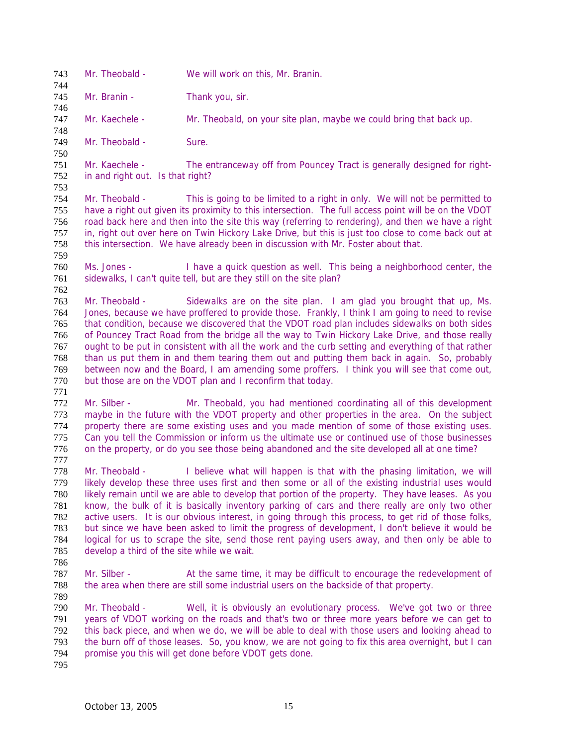Mr. Theobald - We will work on this, Mr. Branin.

Mr. Branin - Thank you, sir.

Mr. Kaechele - Mr. Theobald, on your site plan, maybe we could bring that back up.

Mr. Theobald - Sure.

Mr. Kaechele - The entranceway off from Pouncey Tract is generally designed for right-in and right out. Is that right?

Mr. Theobald - This is going to be limited to a right in only. We will not be permitted to have a right out given its proximity to this intersection. The full access point will be on the VDOT road back here and then into the site this way (referring to rendering), and then we have a right in, right out over here on Twin Hickory Lake Drive, but this is just too close to come back out at this intersection. We have already been in discussion with Mr. Foster about that.

Ms. Jones - I have a quick question as well. This being a neighborhood center, the sidewalks, I can't quite tell, but are they still on the site plan?

Mr. Theobald - Sidewalks are on the site plan. I am glad you brought that up, Ms. Jones, because we have proffered to provide those. Frankly, I think I am going to need to revise that condition, because we discovered that the VDOT road plan includes sidewalks on both sides of Pouncey Tract Road from the bridge all the way to Twin Hickory Lake Drive, and those really ought to be put in consistent with all the work and the curb setting and everything of that rather than us put them in and them tearing them out and putting them back in again. So, probably between now and the Board, I am amending some proffers. I think you will see that come out, but those are on the VDOT plan and I reconfirm that today.

Mr. Silber - Mr. Theobald, you had mentioned coordinating all of this development maybe in the future with the VDOT property and other properties in the area. On the subject property there are some existing uses and you made mention of some of those existing uses. Can you tell the Commission or inform us the ultimate use or continued use of those businesses on the property, or do you see those being abandoned and the site developed all at one time?

Mr. Theobald - I believe what will happen is that with the phasing limitation, we will likely develop these three uses first and then some or all of the existing industrial uses would likely remain until we are able to develop that portion of the property. They have leases. As you know, the bulk of it is basically inventory parking of cars and there really are only two other active users. It is our obvious interest, in going through this process, to get rid of those folks, but since we have been asked to limit the progress of development, I don't believe it would be logical for us to scrape the site, send those rent paying users away, and then only be able to develop a third of the site while we wait.

Mr. Silber - At the same time, it may be difficult to encourage the redevelopment of the area when there are still some industrial users on the backside of that property.

Mr. Theobald - Well, it is obviously an evolutionary process. We've got two or three years of VDOT working on the roads and that's two or three more years before we can get to this back piece, and when we do, we will be able to deal with those users and looking ahead to the burn off of those leases. So, you know, we are not going to fix this area overnight, but I can promise you this will get done before VDOT gets done.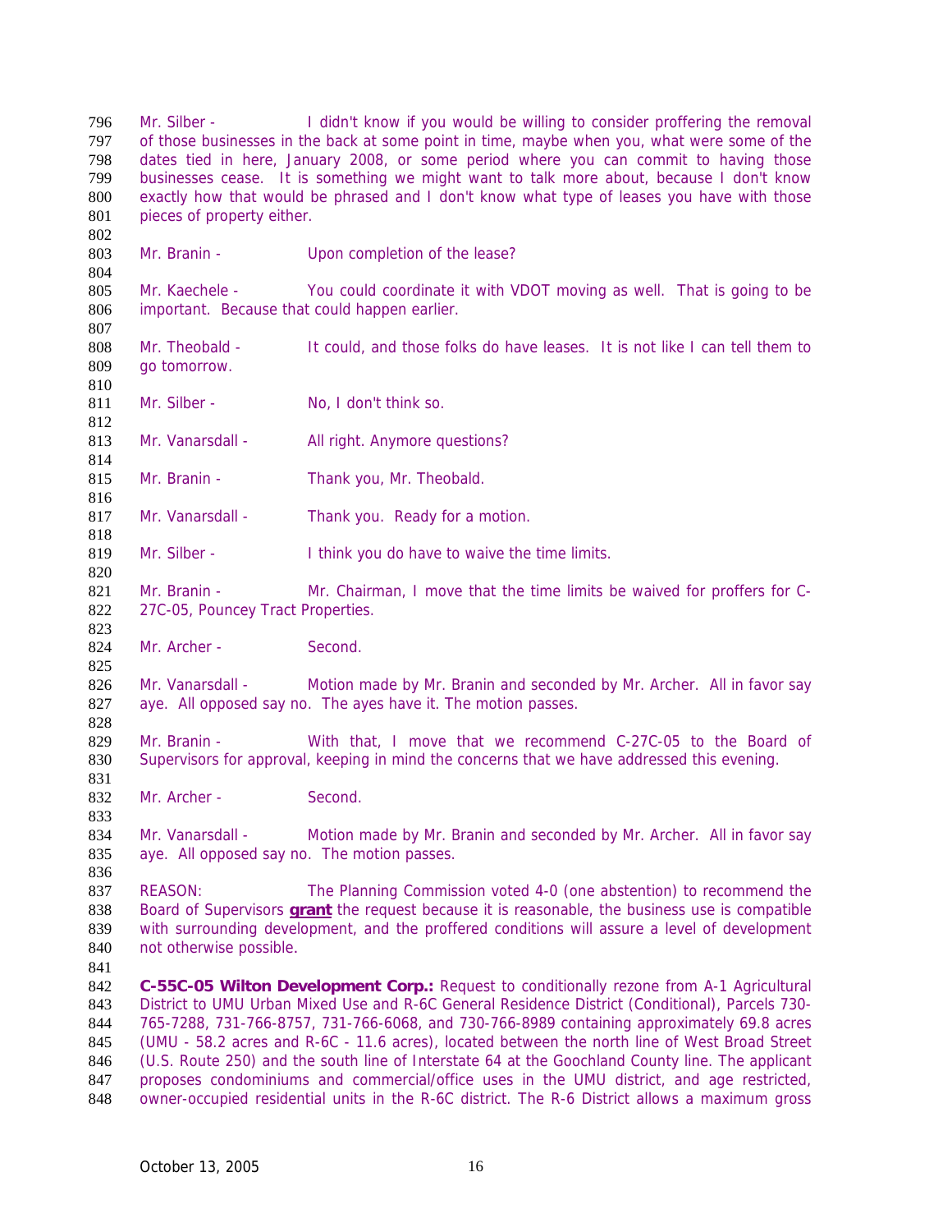Mr. Silber - I didn't know if you would be willing to consider proffering the removal of those businesses in the back at some point in time, maybe when you, what were some of the dates tied in here, January 2008, or some period where you can commit to having those businesses cease. It is something we might want to talk more about, because I don't know exactly how that would be phrased and I don't know what type of leases you have with those pieces of property either.

Mr. Branin - Upon completion of the lease?

Mr. Kaechele - You could coordinate it with VDOT moving as well. That is going to be important. Because that could happen earlier.

Mr. Theobald - It could, and those folks do have leases. It is not like I can tell them to go tomorrow.

Mr. Silber - No, I don't think so.

Mr. Vanarsdall - All right. Anymore questions?

Mr. Branin - Thank you, Mr. Theobald.

Mr. Vanarsdall - Thank you. Ready for a motion.

Mr. Silber - I think you do have to waive the time limits.

Mr. Branin - Mr. Chairman, I move that the time limits be waived for proffers for C-27C-05, Pouncey Tract Properties.

Mr. Archer - Second.

Mr. Vanarsdall - Motion made by Mr. Branin and seconded by Mr. Archer. All in favor say aye. All opposed say no. The ayes have it. The motion passes.

Mr. Branin - With that, I move that we recommend C-27C-05 to the Board of Supervisors for approval, keeping in mind the concerns that we have addressed this evening.

Mr. Archer - Second.

Mr. Vanarsdall - Motion made by Mr. Branin and seconded by Mr. Archer. All in favor say aye. All opposed say no. The motion passes.

REASON: The Planning Commission voted 4-0 (one abstention) to recommend the Board of Supervisors **grant** the request because it is reasonable, the business use is compatible with surrounding development, and the proffered conditions will assure a level of development not otherwise possible.

**C-55C-05 Wilton Development Corp.:** Request to conditionally rezone from A-1 Agricultural District to UMU Urban Mixed Use and R-6C General Residence District (Conditional), Parcels 730-765-7288, 731-766-8757, 731-766-6068, and 730-766-8989 containing approximately 69.8 acres (UMU - 58.2 acres and R-6C - 11.6 acres), located between the north line of West Broad Street (U.S. Route 250) and the south line of Interstate 64 at the Goochland County line. The applicant proposes condominiums and commercial/office uses in the UMU district, and age restricted, owner-occupied residential units in the R-6C district. The R-6 District allows a maximum gross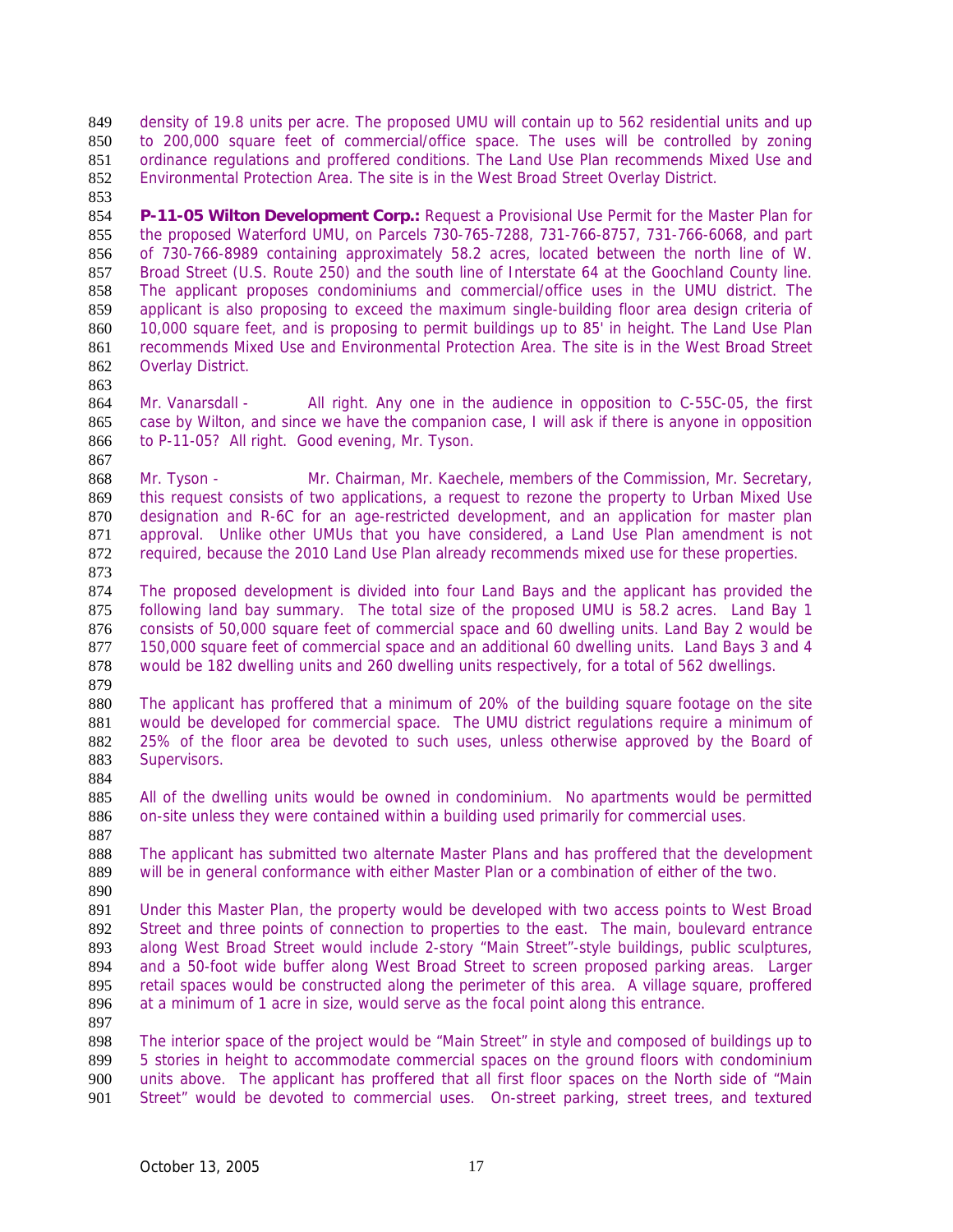density of 19.8 units per acre. The proposed UMU will contain up to 562 residential units and up to 200,000 square feet of commercial/office space. The uses will be controlled by zoning ordinance regulations and proffered conditions. The Land Use Plan recommends Mixed Use and Environmental Protection Area. The site is in the West Broad Street Overlay District.

**P-11-05 Wilton Development Corp.:** Request a Provisional Use Permit for the Master Plan for the proposed Waterford UMU, on Parcels 730-765-7288, 731-766-8757, 731-766-6068, and part of 730-766-8989 containing approximately 58.2 acres, located between the north line of W. Broad Street (U.S. Route 250) and the south line of Interstate 64 at the Goochland County line. The applicant proposes condominiums and commercial/office uses in the UMU district. The applicant is also proposing to exceed the maximum single-building floor area design criteria of 10,000 square feet, and is proposing to permit buildings up to 85' in height. The Land Use Plan recommends Mixed Use and Environmental Protection Area. The site is in the West Broad Street Overlay District.

Mr. Vanarsdall - All right. Any one in the audience in opposition to C-55C-05, the first case by Wilton, and since we have the companion case, I will ask if there is anyone in opposition to P-11-05? All right. Good evening, Mr. Tyson.

Mr. Tyson - Mr. Chairman, Mr. Kaechele, members of the Commission, Mr. Secretary, this request consists of two applications, a request to rezone the property to Urban Mixed Use designation and R-6C for an age-restricted development, and an application for master plan approval. Unlike other UMUs that you have considered, a Land Use Plan amendment is not required, because the 2010 Land Use Plan already recommends mixed use for these properties.

The proposed development is divided into four Land Bays and the applicant has provided the following land bay summary. The total size of the proposed UMU is 58.2 acres. Land Bay 1 consists of 50,000 square feet of commercial space and 60 dwelling units. Land Bay 2 would be 150,000 square feet of commercial space and an additional 60 dwelling units. Land Bays 3 and 4 would be 182 dwelling units and 260 dwelling units respectively, for a total of 562 dwellings.

The applicant has proffered that a minimum of 20% of the building square footage on the site would be developed for commercial space. The UMU district regulations require a minimum of 25% of the floor area be devoted to such uses, unless otherwise approved by the Board of Supervisors.

All of the dwelling units would be owned in condominium. No apartments would be permitted on-site unless they were contained within a building used primarily for commercial uses.

The applicant has submitted two alternate Master Plans and has proffered that the development will be in general conformance with either Master Plan or a combination of either of the two.

Under this Master Plan, the property would be developed with two access points to West Broad Street and three points of connection to properties to the east. The main, boulevard entrance along West Broad Street would include 2-story "Main Street"-style buildings, public sculptures, and a 50-foot wide buffer along West Broad Street to screen proposed parking areas. Larger retail spaces would be constructed along the perimeter of this area. A village square, proffered at a minimum of 1 acre in size, would serve as the focal point along this entrance.

The interior space of the project would be "Main Street" in style and composed of buildings up to 5 stories in height to accommodate commercial spaces on the ground floors with condominium units above. The applicant has proffered that all first floor spaces on the North side of "Main Street" would be devoted to commercial uses. On-street parking, street trees, and textured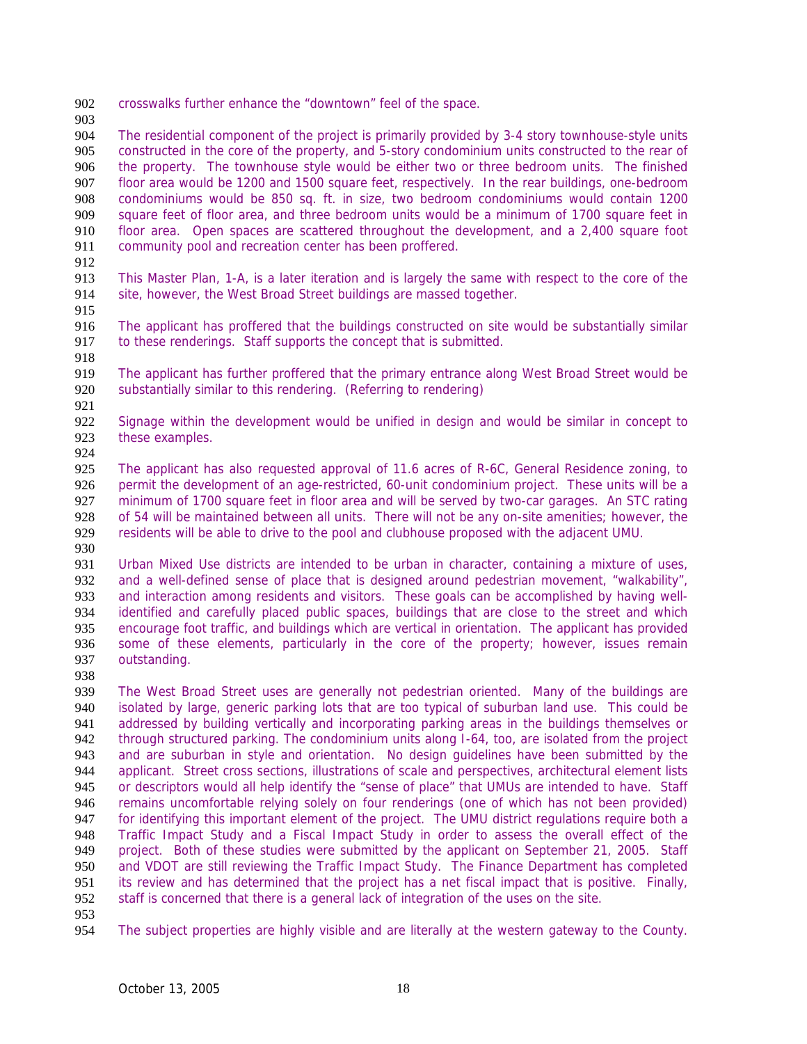crosswalks further enhance the "downtown" feel of the space.

The residential component of the project is primarily provided by 3-4 story townhouse-style units constructed in the core of the property, and 5-story condominium units constructed to the rear of the property. The townhouse style would be either two or three bedroom units. The finished floor area would be 1200 and 1500 square feet, respectively. In the rear buildings, one-bedroom condominiums would be 850 sq. ft. in size, two bedroom condominiums would contain 1200 square feet of floor area, and three bedroom units would be a minimum of 1700 square feet in floor area. Open spaces are scattered throughout the development, and a 2,400 square foot community pool and recreation center has been proffered.

This Master Plan, 1-A, is a later iteration and is largely the same with respect to the core of the site, however, the West Broad Street buildings are massed together.

The applicant has proffered that the buildings constructed on site would be substantially similar to these renderings. Staff supports the concept that is submitted.

The applicant has further proffered that the primary entrance along West Broad Street would be substantially similar to this rendering. (Referring to rendering)

Signage within the development would be unified in design and would be similar in concept to these examples.

The applicant has also requested approval of 11.6 acres of R-6C, General Residence zoning, to permit the development of an age-restricted, 60-unit condominium project. These units will be a minimum of 1700 square feet in floor area and will be served by two-car garages. An STC rating of 54 will be maintained between all units. There will not be any on-site amenities; however, the residents will be able to drive to the pool and clubhouse proposed with the adjacent UMU.

Urban Mixed Use districts are intended to be urban in character, containing a mixture of uses, and a well-defined sense of place that is designed around pedestrian movement, "walkability", and interaction among residents and visitors. These goals can be accomplished by having well-identified and carefully placed public spaces, buildings that are close to the street and which encourage foot traffic, and buildings which are vertical in orientation. The applicant has provided some of these elements, particularly in the core of the property; however, issues remain outstanding.

The West Broad Street uses are generally not pedestrian oriented. Many of the buildings are isolated by large, generic parking lots that are too typical of suburban land use. This could be addressed by building vertically and incorporating parking areas in the buildings themselves or through structured parking. The condominium units along I-64, too, are isolated from the project and are suburban in style and orientation. No design guidelines have been submitted by the applicant. Street cross sections, illustrations of scale and perspectives, architectural element lists or descriptors would all help identify the "sense of place" that UMUs are intended to have. Staff remains uncomfortable relying solely on four renderings (one of which has not been provided) for identifying this important element of the project. The UMU district regulations require both a Traffic Impact Study and a Fiscal Impact Study in order to assess the overall effect of the project. Both of these studies were submitted by the applicant on September 21, 2005. Staff and VDOT are still reviewing the Traffic Impact Study. The Finance Department has completed its review and has determined that the project has a net fiscal impact that is positive. Finally, staff is concerned that there is a general lack of integration of the uses on the site.

The subject properties are highly visible and are literally at the western gateway to the County.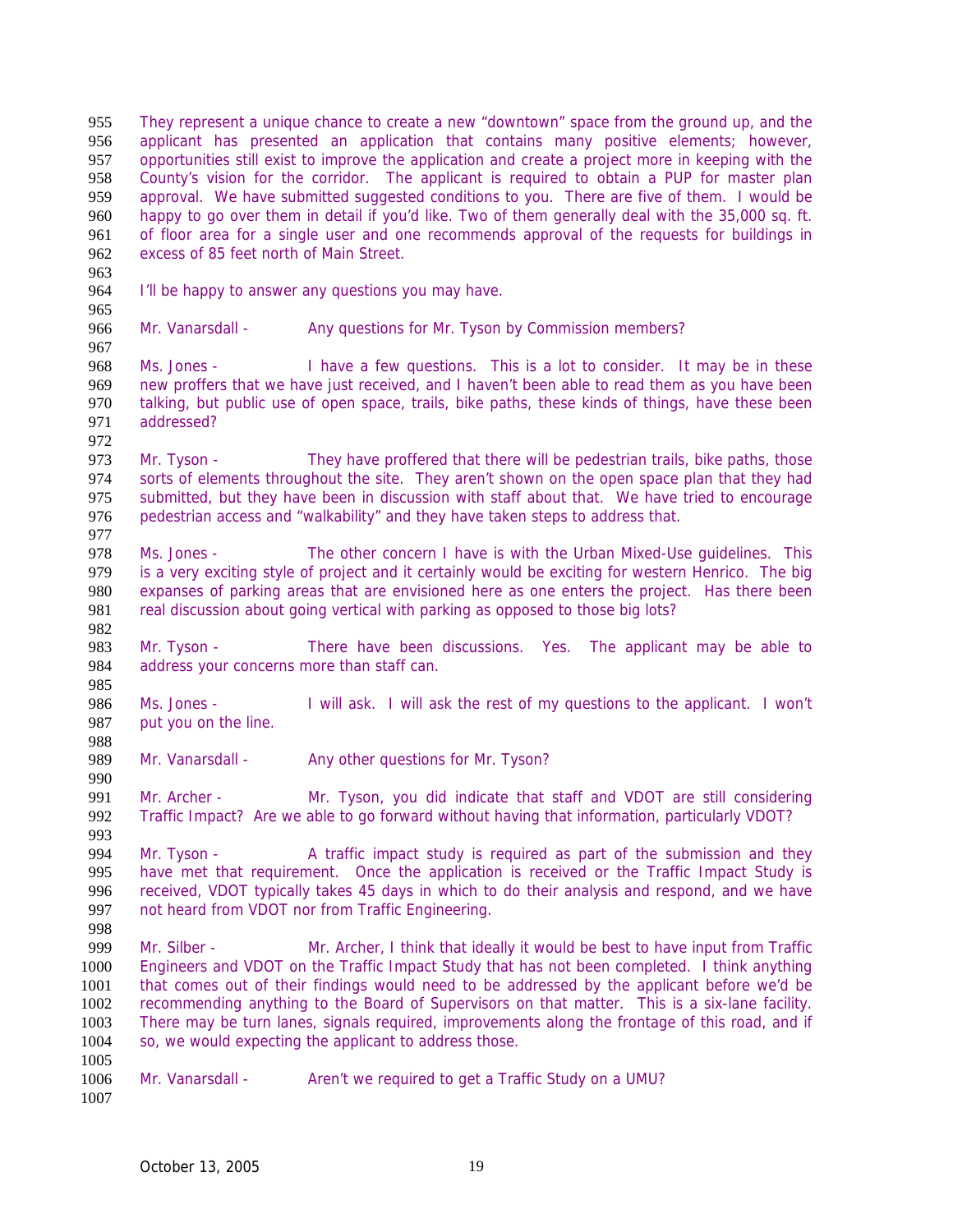They represent a unique chance to create a new "downtown" space from the ground up, and the applicant has presented an application that contains many positive elements; however, opportunities still exist to improve the application and create a project more in keeping with the County's vision for the corridor. The applicant is required to obtain a PUP for master plan approval. We have submitted suggested conditions to you. There are five of them. I would be happy to go over them in detail if you'd like. Two of them generally deal with the 35,000 sq. ft. of floor area for a single user and one recommends approval of the requests for buildings in excess of 85 feet north of Main Street.

I'll be happy to answer any questions you may have.

Mr. Vanarsdall - Any questions for Mr. Tyson by Commission members?

Ms. Jones - I have a few questions. This is a lot to consider. It may be in these new proffers that we have just received, and I haven't been able to read them as you have been talking, but public use of open space, trails, bike paths, these kinds of things, have these been addressed?

Mr. Tyson - They have proffered that there will be pedestrian trails, bike paths, those sorts of elements throughout the site. They aren't shown on the open space plan that they had submitted, but they have been in discussion with staff about that. We have tried to encourage pedestrian access and "walkability" and they have taken steps to address that.

Ms. Jones - The other concern I have is with the Urban Mixed-Use guidelines. This is a very exciting style of project and it certainly would be exciting for western Henrico. The big expanses of parking areas that are envisioned here as one enters the project. Has there been real discussion about going vertical with parking as opposed to those big lots?

Mr. Tyson - There have been discussions. Yes. The applicant may be able to address your concerns more than staff can.

Ms. Jones - I will ask. I will ask the rest of my questions to the applicant. I won't put you on the line.

Mr. Vanarsdall - Any other questions for Mr. Tyson?

Mr. Archer - Mr. Tyson, you did indicate that staff and VDOT are still considering Traffic Impact? Are we able to go forward without having that information, particularly VDOT?

Mr. Tyson - A traffic impact study is required as part of the submission and they have met that requirement. Once the application is received or the Traffic Impact Study is received, VDOT typically takes 45 days in which to do their analysis and respond, and we have not heard from VDOT nor from Traffic Engineering.

Mr. Silber - Mr. Archer, I think that ideally it would be best to have input from Traffic Engineers and VDOT on the Traffic Impact Study that has not been completed. I think anything that comes out of their findings would need to be addressed by the applicant before we'd be recommending anything to the Board of Supervisors on that matter. This is a six-lane facility. There may be turn lanes, signals required, improvements along the frontage of this road, and if so, we would expecting the applicant to address those.

Mr. Vanarsdall - Aren't we required to get a Traffic Study on a UMU?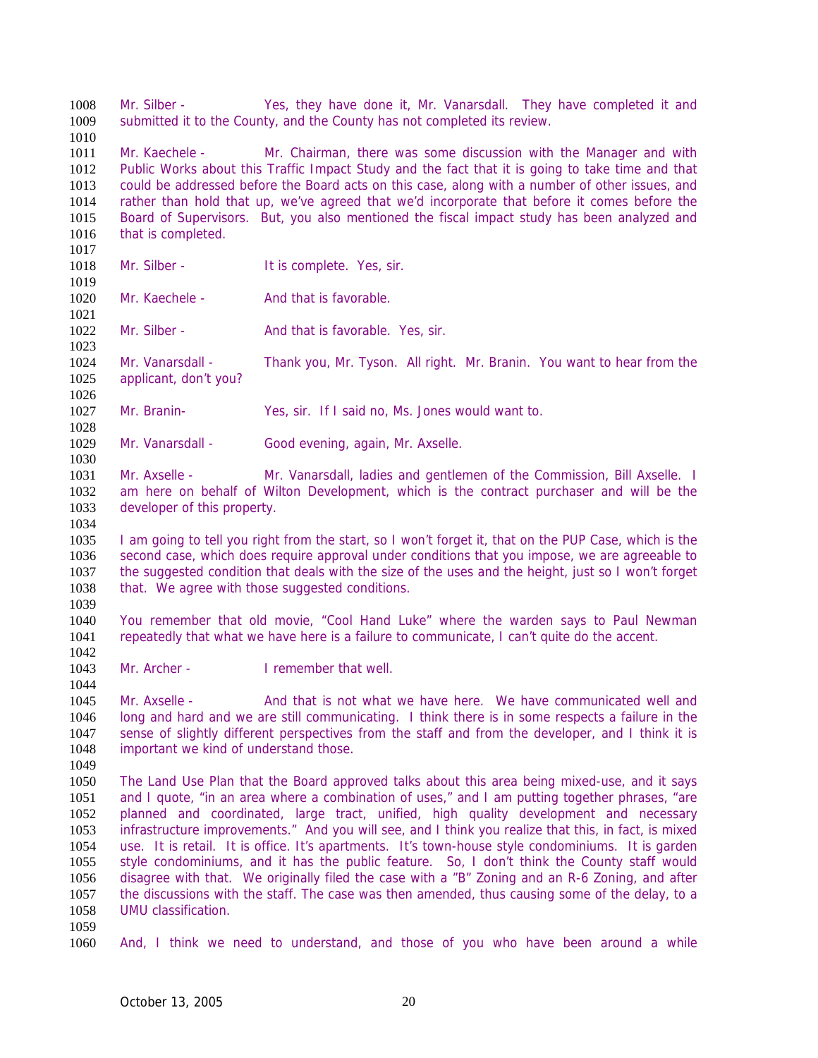Mr. Silber - Yes, they have done it, Mr. Vanarsdall. They have completed it and submitted it to the County, and the County has not completed its review.

Mr. Kaechele - Mr. Chairman, there was some discussion with the Manager and with Public Works about this Traffic Impact Study and the fact that it is going to take time and that could be addressed before the Board acts on this case, along with a number of other issues, and rather than hold that up, we've agreed that we'd incorporate that before it comes before the Board of Supervisors. But, you also mentioned the fiscal impact study has been analyzed and that is completed.

Mr. Silber - It is complete. Yes, sir.

Mr. Kaechele - And that is favorable.

Mr. Silber - And that is favorable. Yes, sir.

Mr. Vanarsdall - Thank you, Mr. Tyson. All right. Mr. Branin. You want to hear from the applicant, don't you?

Mr. Branin- Yes, sir. If I said no, Ms. Jones would want to.

Mr. Vanarsdall - Good evening, again, Mr. Axselle.

Mr. Axselle - Mr. Vanarsdall, ladies and gentlemen of the Commission, Bill Axselle. I am here on behalf of Wilton Development, which is the contract purchaser and will be the developer of this property.

I am going to tell you right from the start, so I won't forget it, that on the PUP Case, which is the second case, which does require approval under conditions that you impose, we are agreeable to the suggested condition that deals with the size of the uses and the height, just so I won't forget that. We agree with those suggested conditions.

You remember that old movie, "Cool Hand Luke" where the warden says to Paul Newman repeatedly that what we have here is a failure to communicate, I can't quite do the accent.

Mr. Archer - I remember that well.

Mr. Axselle - And that is not what we have here. We have communicated well and long and hard and we are still communicating. I think there is in some respects a failure in the sense of slightly different perspectives from the staff and from the developer, and I think it is important we kind of understand those.

The Land Use Plan that the Board approved talks about this area being mixed-use, and it says and I quote, "in an area where a combination of uses," and I am putting together phrases, "are planned and coordinated, large tract, unified, high quality development and necessary infrastructure improvements." And you will see, and I think you realize that this, in fact, is mixed use. It is retail. It is office. It's apartments. It's town-house style condominiums. It is garden style condominiums, and it has the public feature. So, I don't think the County staff would disagree with that. We originally filed the case with a "B" Zoning and an R-6 Zoning, and after the discussions with the staff. The case was then amended, thus causing some of the delay, to a UMU classification.

And, I think we need to understand, and those of you who have been around a while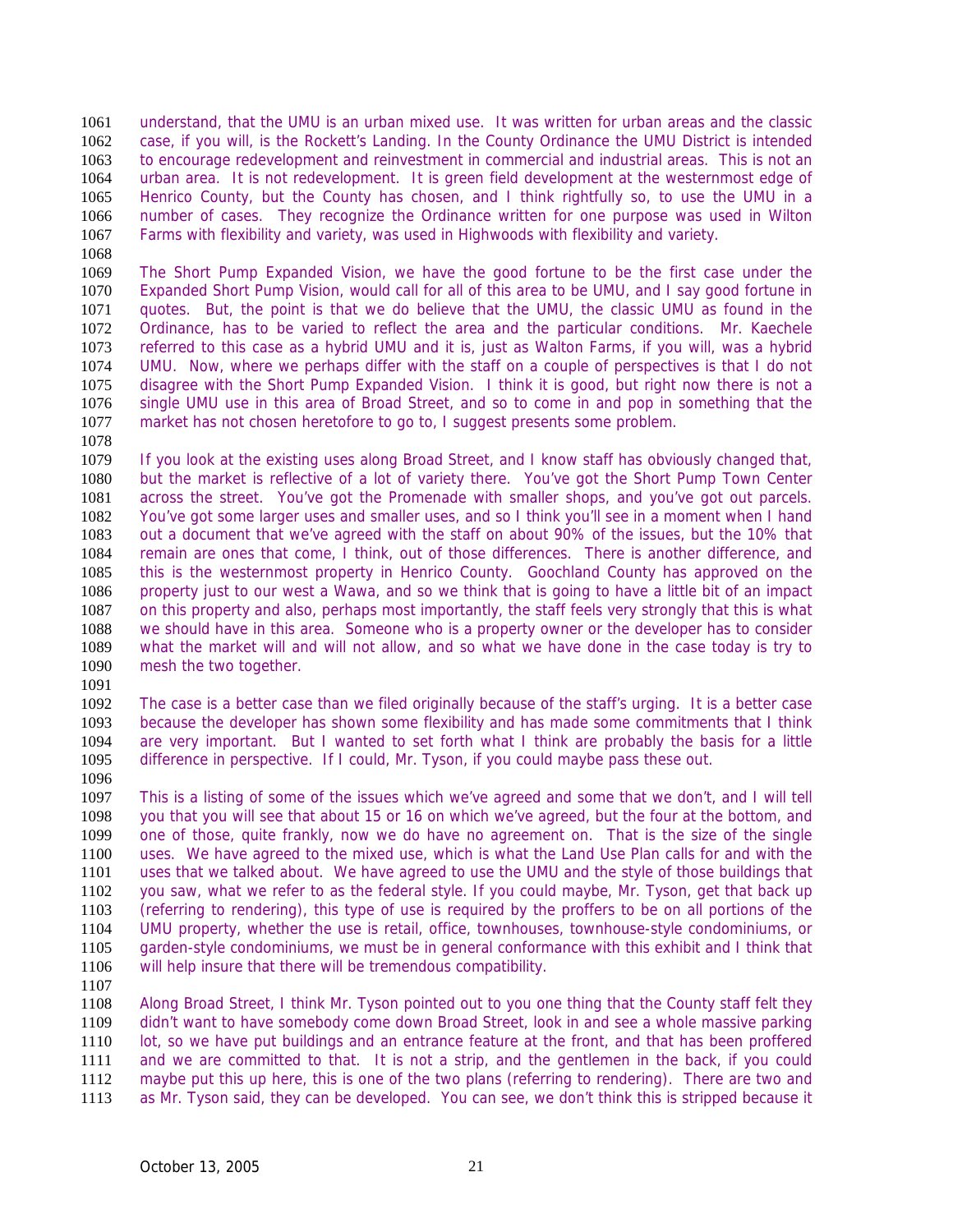understand, that the UMU is an urban mixed use. It was written for urban areas and the classic case, if you will, is the Rockett's Landing. In the County Ordinance the UMU District is intended to encourage redevelopment and reinvestment in commercial and industrial areas. This is not an urban area. It is not redevelopment. It is green field development at the westernmost edge of Henrico County, but the County has chosen, and I think rightfully so, to use the UMU in a number of cases. They recognize the Ordinance written for one purpose was used in Wilton Farms with flexibility and variety, was used in Highwoods with flexibility and variety.

The Short Pump Expanded Vision, we have the good fortune to be the first case under the Expanded Short Pump Vision, would call for all of this area to be UMU, and I say good fortune in quotes. But, the point is that we do believe that the UMU, the classic UMU as found in the Ordinance, has to be varied to reflect the area and the particular conditions. Mr. Kaechele referred to this case as a hybrid UMU and it is, just as Walton Farms, if you will, was a hybrid UMU. Now, where we perhaps differ with the staff on a couple of perspectives is that I do not disagree with the Short Pump Expanded Vision. I think it is good, but right now there is not a single UMU use in this area of Broad Street, and so to come in and pop in something that the market has not chosen heretofore to go to, I suggest presents some problem.

If you look at the existing uses along Broad Street, and I know staff has obviously changed that, but the market is reflective of a lot of variety there. You've got the Short Pump Town Center across the street. You've got the Promenade with smaller shops, and you've got out parcels. You've got some larger uses and smaller uses, and so I think you'll see in a moment when I hand out a document that we've agreed with the staff on about 90% of the issues, but the 10% that remain are ones that come, I think, out of those differences. There is another difference, and this is the westernmost property in Henrico County. Goochland County has approved on the property just to our west a Wawa, and so we think that is going to have a little bit of an impact on this property and also, perhaps most importantly, the staff feels very strongly that this is what we should have in this area. Someone who is a property owner or the developer has to consider what the market will and will not allow, and so what we have done in the case today is try to mesh the two together.

The case is a better case than we filed originally because of the staff's urging. It is a better case because the developer has shown some flexibility and has made some commitments that I think are very important. But I wanted to set forth what I think are probably the basis for a little difference in perspective. If I could, Mr. Tyson, if you could maybe pass these out.

This is a listing of some of the issues which we've agreed and some that we don't, and I will tell you that you will see that about 15 or 16 on which we've agreed, but the four at the bottom, and one of those, quite frankly, now we do have no agreement on. That is the size of the single uses. We have agreed to the mixed use, which is what the Land Use Plan calls for and with the uses that we talked about. We have agreed to use the UMU and the style of those buildings that you saw, what we refer to as the federal style. If you could maybe, Mr. Tyson, get that back up (referring to rendering), this type of use is required by the proffers to be on all portions of the UMU property, whether the use is retail, office, townhouses, townhouse-style condominiums, or garden-style condominiums, we must be in general conformance with this exhibit and I think that will help insure that there will be tremendous compatibility.

Along Broad Street, I think Mr. Tyson pointed out to you one thing that the County staff felt they didn't want to have somebody come down Broad Street, look in and see a whole massive parking lot, so we have put buildings and an entrance feature at the front, and that has been proffered and we are committed to that. It is not a strip, and the gentlemen in the back, if you could maybe put this up here, this is one of the two plans (referring to rendering). There are two and as Mr. Tyson said, they can be developed. You can see, we don't think this is stripped because it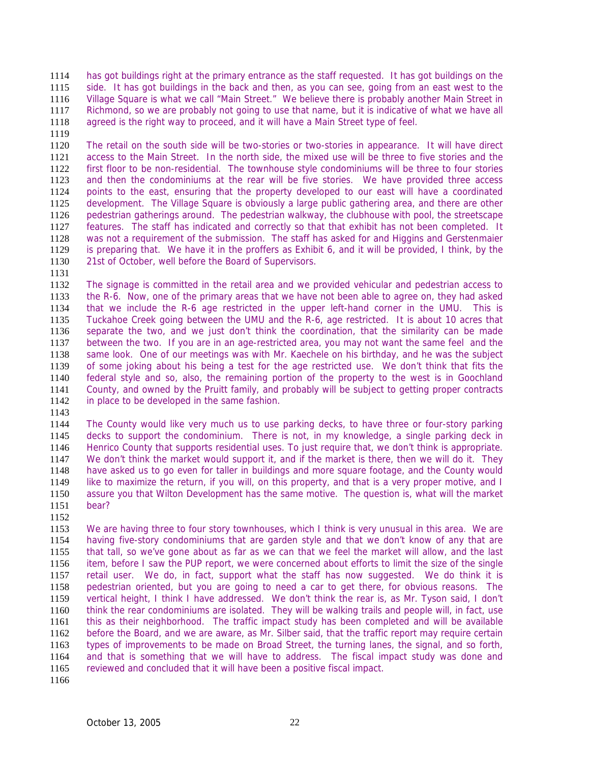has got buildings right at the primary entrance as the staff requested. It has got buildings on the side. It has got buildings in the back and then, as you can see, going from an east west to the Village Square is what we call "Main Street." We believe there is probably another Main Street in Richmond, so we are probably not going to use that name, but it is indicative of what we have all agreed is the right way to proceed, and it will have a Main Street type of feel.

The retail on the south side will be two-stories or two-stories in appearance. It will have direct access to the Main Street. In the north side, the mixed use will be three to five stories and the first floor to be non-residential. The townhouse style condominiums will be three to four stories and then the condominiums at the rear will be five stories. We have provided three access points to the east, ensuring that the property developed to our east will have a coordinated development. The Village Square is obviously a large public gathering area, and there are other pedestrian gatherings around. The pedestrian walkway, the clubhouse with pool, the streetscape features. The staff has indicated and correctly so that that exhibit has not been completed. It was not a requirement of the submission. The staff has asked for and Higgins and Gerstenmaier is preparing that. We have it in the proffers as Exhibit 6, and it will be provided, I think, by the 21st of October, well before the Board of Supervisors.

The signage is committed in the retail area and we provided vehicular and pedestrian access to the R-6. Now, one of the primary areas that we have not been able to agree on, they had asked that we include the R-6 age restricted in the upper left-hand corner in the UMU. This is Tuckahoe Creek going between the UMU and the R-6, age restricted. It is about 10 acres that separate the two, and we just don't think the coordination, that the similarity can be made between the two. If you are in an age-restricted area, you may not want the same feel and the same look. One of our meetings was with Mr. Kaechele on his birthday, and he was the subject of some joking about his being a test for the age restricted use. We don't think that fits the federal style and so, also, the remaining portion of the property to the west is in Goochland County, and owned by the Pruitt family, and probably will be subject to getting proper contracts in place to be developed in the same fashion.

The County would like very much us to use parking decks, to have three or four-story parking decks to support the condominium. There is not, in my knowledge, a single parking deck in Henrico County that supports residential uses. To just require that, we don't think is appropriate. We don't think the market would support it, and if the market is there, then we will do it. They have asked us to go even for taller in buildings and more square footage, and the County would like to maximize the return, if you will, on this property, and that is a very proper motive, and I assure you that Wilton Development has the same motive. The question is, what will the market bear?

We are having three to four story townhouses, which I think is very unusual in this area. We are having five-story condominiums that are garden style and that we don't know of any that are that tall, so we've gone about as far as we can that we feel the market will allow, and the last item, before I saw the PUP report, we were concerned about efforts to limit the size of the single retail user. We do, in fact, support what the staff has now suggested. We do think it is pedestrian oriented, but you are going to need a car to get there, for obvious reasons. The vertical height, I think I have addressed. We don't think the rear is, as Mr. Tyson said, I don't think the rear condominiums are isolated. They will be walking trails and people will, in fact, use this as their neighborhood. The traffic impact study has been completed and will be available before the Board, and we are aware, as Mr. Silber said, that the traffic report may require certain types of improvements to be made on Broad Street, the turning lanes, the signal, and so forth, and that is something that we will have to address. The fiscal impact study was done and reviewed and concluded that it will have been a positive fiscal impact.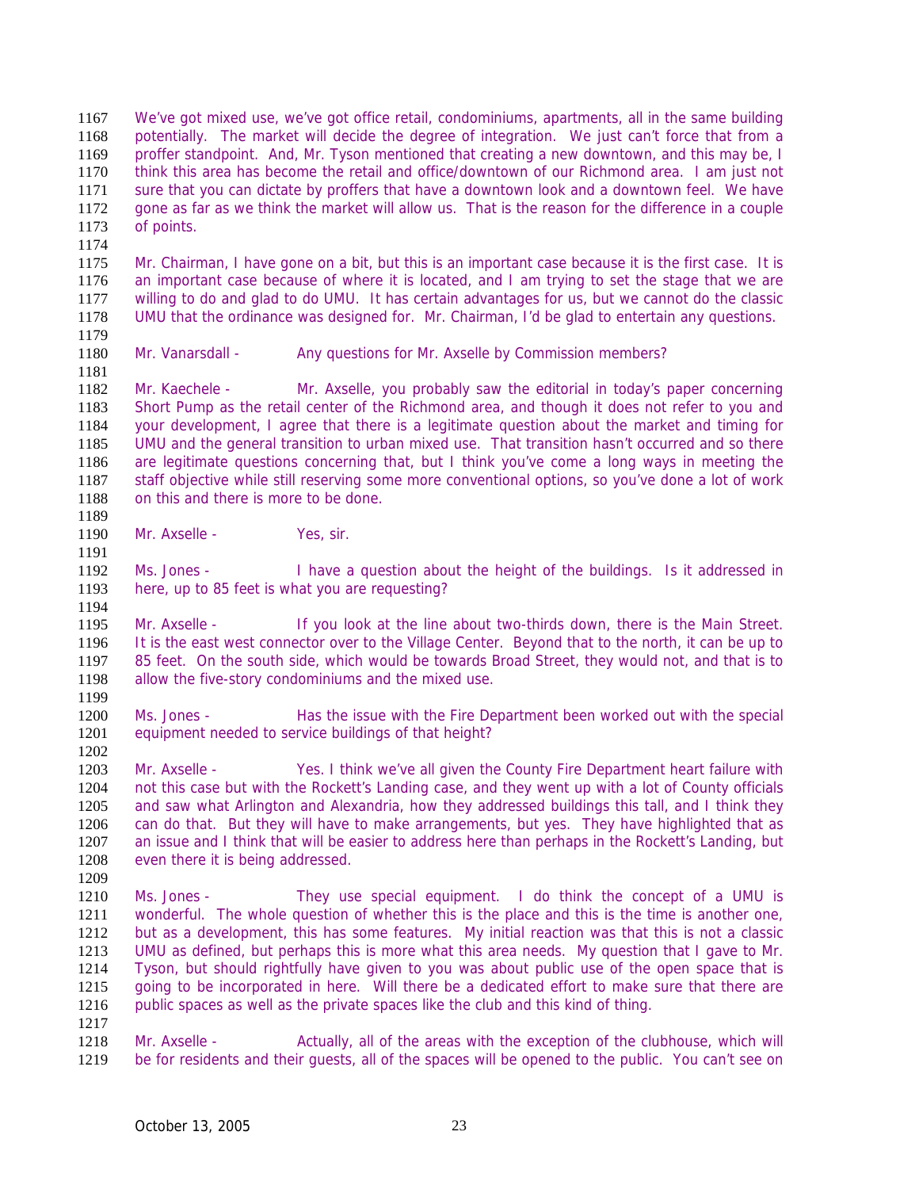We've got mixed use, we've got office retail, condominiums, apartments, all in the same building potentially. The market will decide the degree of integration. We just can't force that from a proffer standpoint. And, Mr. Tyson mentioned that creating a new downtown, and this may be, I think this area has become the retail and office/downtown of our Richmond area. I am just not sure that you can dictate by proffers that have a downtown look and a downtown feel. We have gone as far as we think the market will allow us. That is the reason for the difference in a couple of points.

Mr. Chairman, I have gone on a bit, but this is an important case because it is the first case. It is an important case because of where it is located, and I am trying to set the stage that we are willing to do and glad to do UMU. It has certain advantages for us, but we cannot do the classic UMU that the ordinance was designed for. Mr. Chairman, I'd be glad to entertain any questions.

Mr. Vanarsdall - Any questions for Mr. Axselle by Commission members?

Mr. Kaechele - Mr. Axselle, you probably saw the editorial in today's paper concerning Short Pump as the retail center of the Richmond area, and though it does not refer to you and your development, I agree that there is a legitimate question about the market and timing for UMU and the general transition to urban mixed use. That transition hasn't occurred and so there are legitimate questions concerning that, but I think you've come a long ways in meeting the staff objective while still reserving some more conventional options, so you've done a lot of work on this and there is more to be done.

Mr. Axselle - Yes, sir.

Ms. Jones - I have a question about the height of the buildings. Is it addressed in here, up to 85 feet is what you are requesting?

Mr. Axselle - If you look at the line about two-thirds down, there is the Main Street. It is the east west connector over to the Village Center. Beyond that to the north, it can be up to 85 feet. On the south side, which would be towards Broad Street, they would not, and that is to allow the five-story condominiums and the mixed use.

Ms. Jones - Has the issue with the Fire Department been worked out with the special equipment needed to service buildings of that height?

Mr. Axselle - Yes. I think we've all given the County Fire Department heart failure with not this case but with the Rockett's Landing case, and they went up with a lot of County officials and saw what Arlington and Alexandria, how they addressed buildings this tall, and I think they can do that. But they will have to make arrangements, but yes. They have highlighted that as an issue and I think that will be easier to address here than perhaps in the Rockett's Landing, but even there it is being addressed.

Ms. Jones - They use special equipment. I do think the concept of a UMU is wonderful. The whole question of whether this is the place and this is the time is another one, but as a development, this has some features. My initial reaction was that this is not a classic UMU as defined, but perhaps this is more what this area needs. My question that I gave to Mr. Tyson, but should rightfully have given to you was about public use of the open space that is going to be incorporated in here. Will there be a dedicated effort to make sure that there are public spaces as well as the private spaces like the club and this kind of thing.

Mr. Axselle - Actually, all of the areas with the exception of the clubhouse, which will be for residents and their guests, all of the spaces will be opened to the public. You can't see on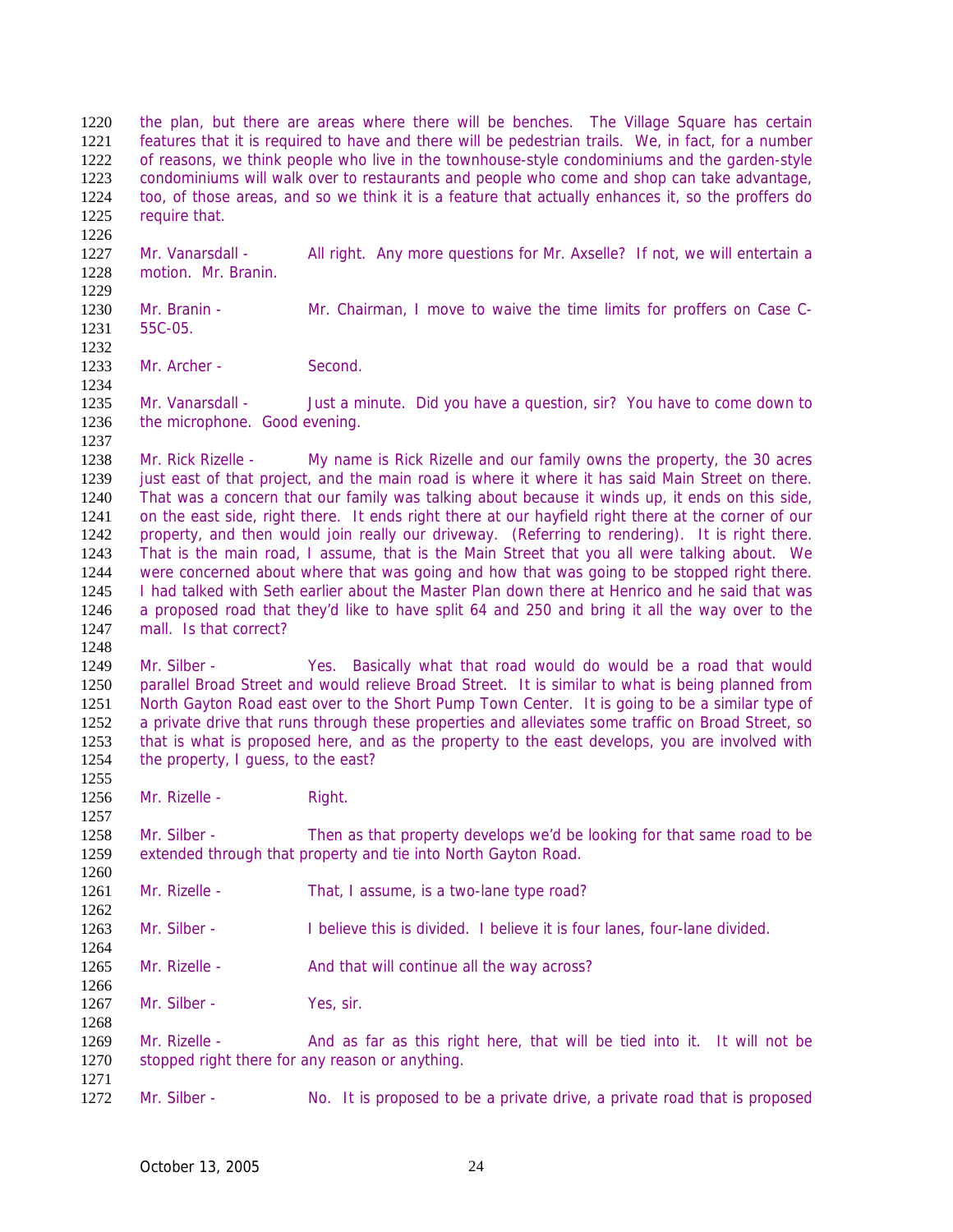the plan, but there are areas where there will be benches. The Village Square has certain features that it is required to have and there will be pedestrian trails. We, in fact, for a number of reasons, we think people who live in the townhouse-style condominiums and the garden-style condominiums will walk over to restaurants and people who come and shop can take advantage, too, of those areas, and so we think it is a feature that actually enhances it, so the proffers do require that.

Mr. Vanarsdall - All right. Any more questions for Mr. Axselle? If not, we will entertain a motion. Mr. Branin.

Mr. Branin - Mr. Chairman, I move to waive the time limits for proffers on Case C-55C-05.

Mr. Archer - Second.

Mr. Vanarsdall - Just a minute. Did you have a question, sir? You have to come down to the microphone. Good evening.

Mr. Rick Rizelle - My name is Rick Rizelle and our family owns the property, the 30 acres just east of that project, and the main road is where it where it has said Main Street on there. That was a concern that our family was talking about because it winds up, it ends on this side, on the east side, right there. It ends right there at our hayfield right there at the corner of our property, and then would join really our driveway. (Referring to rendering). It is right there. That is the main road, I assume, that is the Main Street that you all were talking about. We were concerned about where that was going and how that was going to be stopped right there. I had talked with Seth earlier about the Master Plan down there at Henrico and he said that was a proposed road that they'd like to have split 64 and 250 and bring it all the way over to the mall. Is that correct?

Mr. Silber - Yes. Basically what that road would do would be a road that would parallel Broad Street and would relieve Broad Street. It is similar to what is being planned from North Gayton Road east over to the Short Pump Town Center. It is going to be a similar type of a private drive that runs through these properties and alleviates some traffic on Broad Street, so that is what is proposed here, and as the property to the east develops, you are involved with the property, I guess, to the east?

Mr. Rizelle - Right.

Mr. Silber - Then as that property develops we'd be looking for that same road to be extended through that property and tie into North Gayton Road.

Mr. Rizelle - That, I assume, is a two-lane type road?

Mr. Silber - I believe this is divided. I believe it is four lanes, four-lane divided.

Mr. Rizelle - And that will continue all the way across?

Mr. Silber - Yes, sir.

Mr. Rizelle - And as far as this right here, that will be tied into it. It will not be stopped right there for any reason or anything.

Mr. Silber - No. It is proposed to be a private drive, a private road that is proposed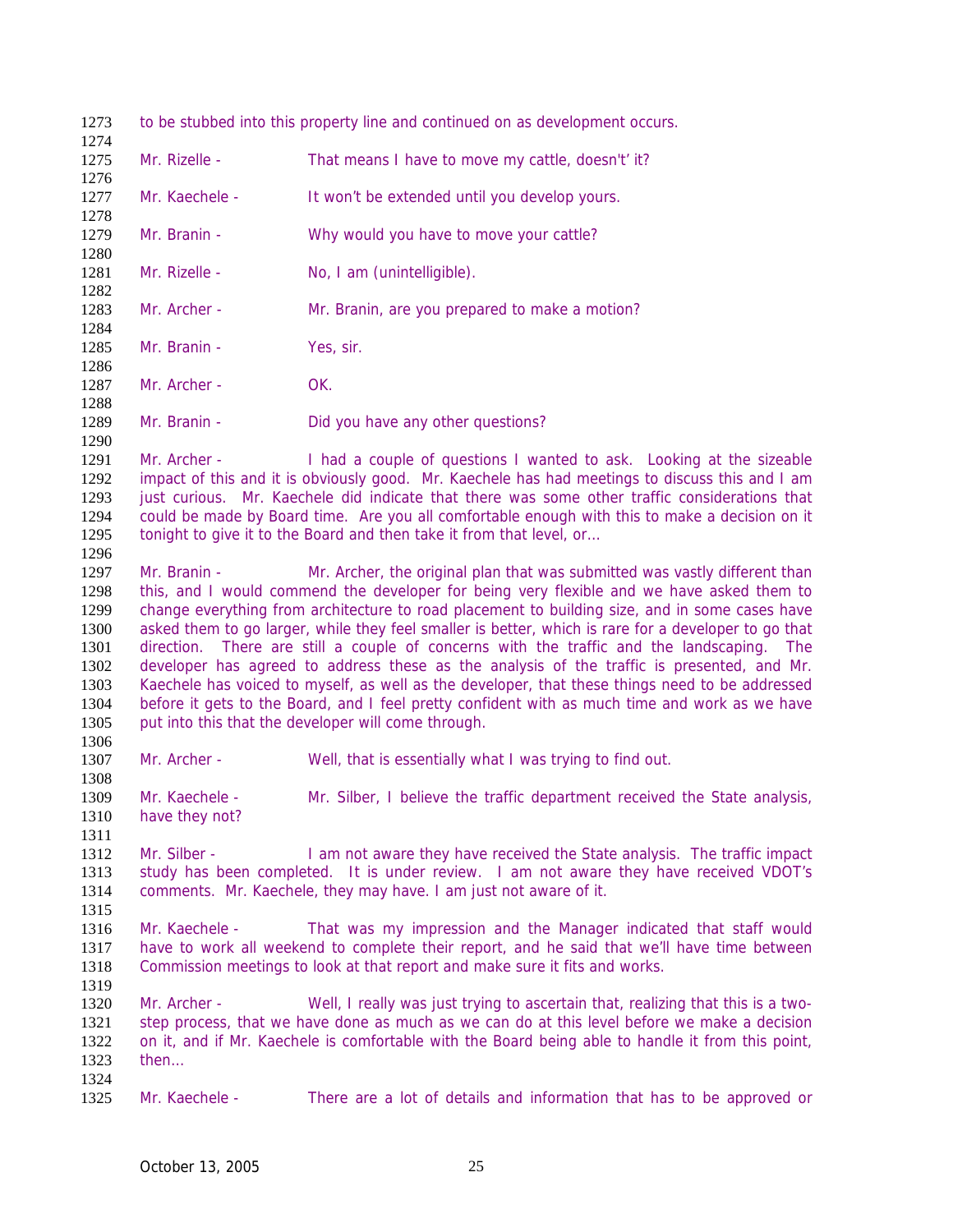to be stubbed into this property line and continued on as development occurs.

Mr. Rizelle - That means I have to move my cattle, doesn't' it?

Mr. Kaechele - It won't be extended until you develop yours.

Mr. Branin - Why would you have to move your cattle?

Mr. Rizelle - No, I am (unintelligible).

Mr. Archer - Mr. Branin, are you prepared to make a motion?

Mr. Branin - Yes, sir.

Mr. Archer - OK.

Mr. Branin - Did you have any other questions?

Mr. Archer - I had a couple of questions I wanted to ask. Looking at the sizeable impact of this and it is obviously good. Mr. Kaechele has had meetings to discuss this and I am just curious. Mr. Kaechele did indicate that there was some other traffic considerations that could be made by Board time. Are you all comfortable enough with this to make a decision on it tonight to give it to the Board and then take it from that level, or…

Mr. Branin - Mr. Archer, the original plan that was submitted was vastly different than this, and I would commend the developer for being very flexible and we have asked them to change everything from architecture to road placement to building size, and in some cases have asked them to go larger, while they feel smaller is better, which is rare for a developer to go that direction. There are still a couple of concerns with the traffic and the landscaping. The developer has agreed to address these as the analysis of the traffic is presented, and Mr. Kaechele has voiced to myself, as well as the developer, that these things need to be addressed before it gets to the Board, and I feel pretty confident with as much time and work as we have put into this that the developer will come through.

Mr. Archer - Well, that is essentially what I was trying to find out.

Mr. Kaechele - Mr. Silber, I believe the traffic department received the State analysis, have they not?

Mr. Silber - I am not aware they have received the State analysis. The traffic impact study has been completed. It is under review. I am not aware they have received VDOT's comments. Mr. Kaechele, they may have. I am just not aware of it.

Mr. Kaechele - That was my impression and the Manager indicated that staff would have to work all weekend to complete their report, and he said that we'll have time between Commission meetings to look at that report and make sure it fits and works.

Mr. Archer - Well, I really was just trying to ascertain that, realizing that this is a two-step process, that we have done as much as we can do at this level before we make a decision on it, and if Mr. Kaechele is comfortable with the Board being able to handle it from this point, then…

Mr. Kaechele - There are a lot of details and information that has to be approved or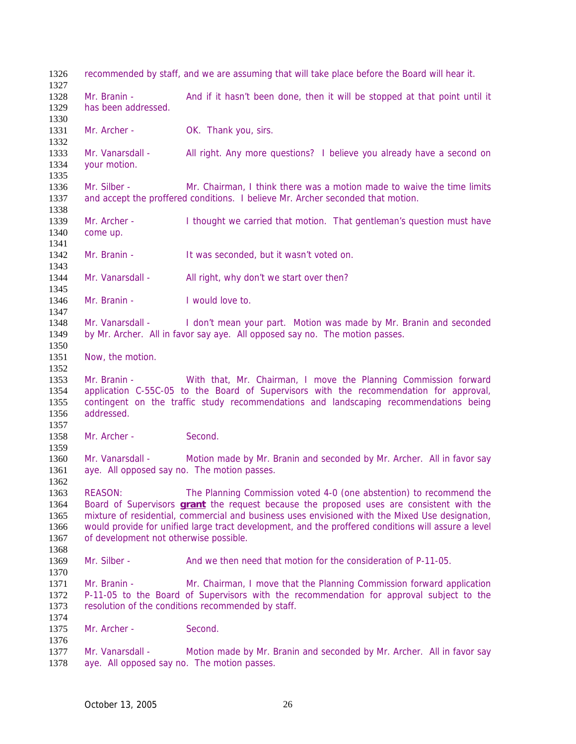recommended by staff, and we are assuming that will take place before the Board will hear it.

Mr. Branin - And if it hasn't been done, then it will be stopped at that point until it has been addressed.

Mr. Archer - OK. Thank you, sirs.

Mr. Vanarsdall - All right. Any more questions? I believe you already have a second on your motion.

Mr. Silber - Mr. Chairman, I think there was a motion made to waive the time limits and accept the proffered conditions. I believe Mr. Archer seconded that motion.

Mr. Archer - I thought we carried that motion. That gentleman's question must have come up.

Mr. Branin - It was seconded, but it wasn't voted on.

Mr. Vanarsdall - All right, why don't we start over then?

Mr. Branin - I would love to.

Mr. Vanarsdall - I don't mean your part. Motion was made by Mr. Branin and seconded by Mr. Archer. All in favor say aye. All opposed say no. The motion passes.

Now, the motion.

Mr. Branin - With that, Mr. Chairman, I move the Planning Commission forward application C-55C-05 to the Board of Supervisors with the recommendation for approval, contingent on the traffic study recommendations and landscaping recommendations being addressed.

Mr. Archer - Second.

Mr. Vanarsdall - Motion made by Mr. Branin and seconded by Mr. Archer. All in favor say aye. All opposed say no. The motion passes.

REASON: The Planning Commission voted 4-0 (one abstention) to recommend the Board of Supervisors **grant** the request because the proposed uses are consistent with the mixture of residential, commercial and business uses envisioned with the Mixed Use designation, would provide for unified large tract development, and the proffered conditions will assure a level of development not otherwise possible.

Mr. Silber - And we then need that motion for the consideration of P-11-05.

Mr. Branin - Mr. Chairman, I move that the Planning Commission forward application P-11-05 to the Board of Supervisors with the recommendation for approval subject to the resolution of the conditions recommended by staff.

Mr. Archer - Second.

Mr. Vanarsdall - Motion made by Mr. Branin and seconded by Mr. Archer. All in favor say aye. All opposed say no. The motion passes.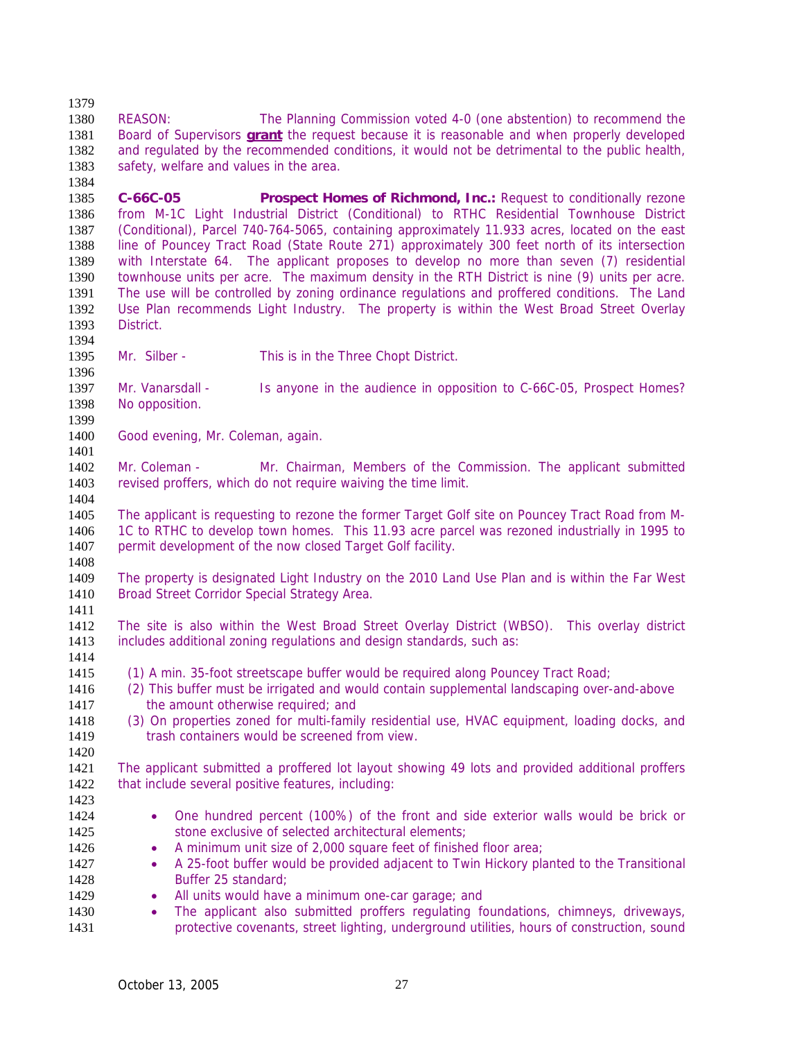REASON: The Planning Commission voted 4-0 (one abstention) to recommend the Board of Supervisors **grant** the request because it is reasonable and when properly developed and regulated by the recommended conditions, it would not be detrimental to the public health, safety, welfare and values in the area.

**C-66C-05 Prospect Homes of Richmond, Inc.:** Request to conditionally rezone from M-1C Light Industrial District (Conditional) to RTHC Residential Townhouse District (Conditional), Parcel 740-764-5065, containing approximately 11.933 acres, located on the east line of Pouncey Tract Road (State Route 271) approximately 300 feet north of its intersection with Interstate 64. The applicant proposes to develop no more than seven (7) residential townhouse units per acre. The maximum density in the RTH District is nine (9) units per acre. The use will be controlled by zoning ordinance regulations and proffered conditions. The Land Use Plan recommends Light Industry. The property is within the West Broad Street Overlay District.

Mr. Silber - This is in the Three Chopt District.

Mr. Vanarsdall - Is anyone in the audience in opposition to C-66C-05, Prospect Homes? No opposition.

Good evening, Mr. Coleman, again.

Mr. Coleman - Mr. Chairman, Members of the Commission. The applicant submitted revised proffers, which do not require waiving the time limit.

The applicant is requesting to rezone the former Target Golf site on Pouncey Tract Road from M-1C to RTHC to develop town homes. This 11.93 acre parcel was rezoned industrially in 1995 to permit development of the now closed Target Golf facility.

The property is designated Light Industry on the 2010 Land Use Plan and is within the Far West Broad Street Corridor Special Strategy Area.

The site is also within the West Broad Street Overlay District (WBSO). This overlay district includes additional zoning regulations and design standards, such as:

(1) A min. 35-foot streetscape buffer would be required along Pouncey Tract Road;
(2) This buffer must be irrigated and would contain supplemental landscaping over-and-above the amount otherwise required; and
(3) On properties zoned for multi-family residential use, HVAC equipment, loading docks, and trash containers would be screened from view.

The applicant submitted a proffered lot layout showing 49 lots and provided additional proffers that include several positive features, including:

- One hundred percent (100%) of the front and side exterior walls would be brick or stone exclusive of selected architectural elements;
- A minimum unit size of 2,000 square feet of finished floor area;
- A 25-foot buffer would be provided adjacent to Twin Hickory planted to the Transitional Buffer 25 standard;
- All units would have a minimum one-car garage; and
- The applicant also submitted proffers regulating foundations, chimneys, driveways, protective covenants, street lighting, underground utilities, hours of construction, sound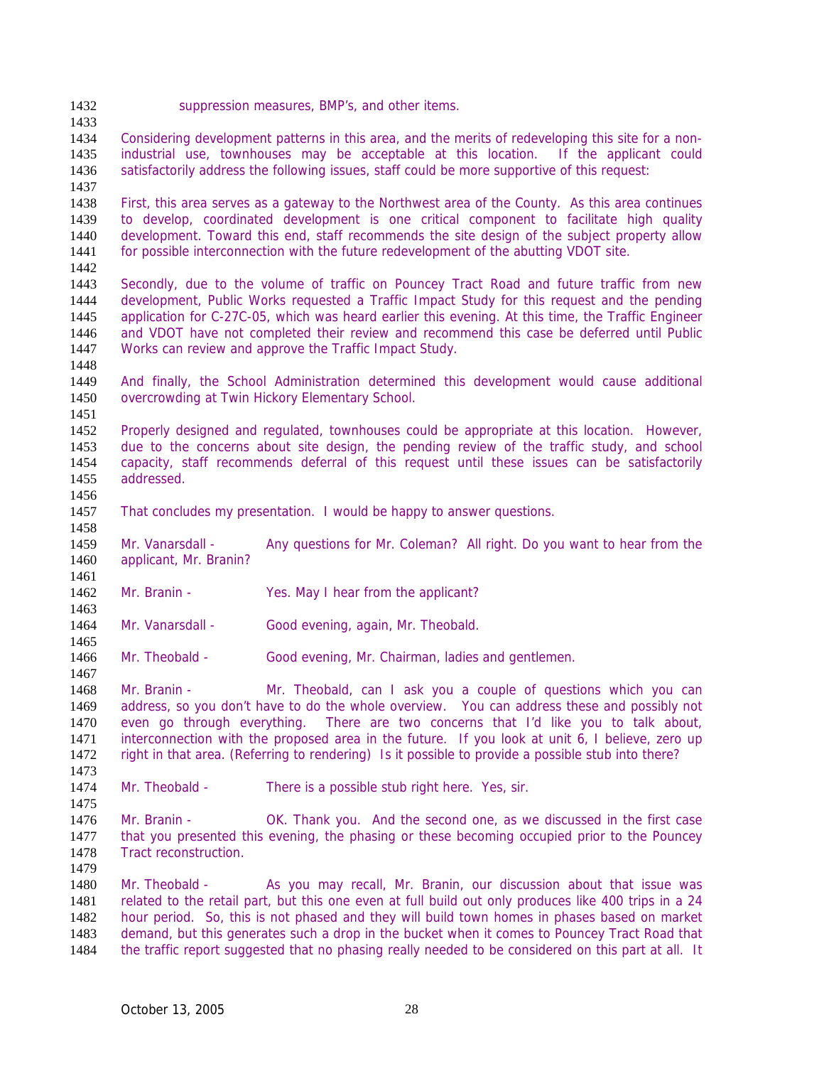suppression measures, BMP's, and other items.

Considering development patterns in this area, and the merits of redeveloping this site for a non-industrial use, townhouses may be acceptable at this location. If the applicant could satisfactorily address the following issues, staff could be more supportive of this request:

First, this area serves as a gateway to the Northwest area of the County. As this area continues to develop, coordinated development is one critical component to facilitate high quality development. Toward this end, staff recommends the site design of the subject property allow for possible interconnection with the future redevelopment of the abutting VDOT site.

Secondly, due to the volume of traffic on Pouncey Tract Road and future traffic from new development, Public Works requested a Traffic Impact Study for this request and the pending application for C-27C-05, which was heard earlier this evening. At this time, the Traffic Engineer and VDOT have not completed their review and recommend this case be deferred until Public Works can review and approve the Traffic Impact Study.

And finally, the School Administration determined this development would cause additional overcrowding at Twin Hickory Elementary School.

Properly designed and regulated, townhouses could be appropriate at this location. However, due to the concerns about site design, the pending review of the traffic study, and school capacity, staff recommends deferral of this request until these issues can be satisfactorily addressed.

That concludes my presentation. I would be happy to answer questions.

Mr. Vanarsdall - Any questions for Mr. Coleman? All right. Do you want to hear from the applicant, Mr. Branin?

Mr. Branin - Yes. May I hear from the applicant?

Mr. Vanarsdall - Good evening, again, Mr. Theobald.

Mr. Theobald - Good evening, Mr. Chairman, ladies and gentlemen.

Mr. Branin - Mr. Theobald, can I ask you a couple of questions which you can address, so you don't have to do the whole overview. You can address these and possibly not even go through everything. There are two concerns that I'd like you to talk about, interconnection with the proposed area in the future. If you look at unit 6, I believe, zero up right in that area. (Referring to rendering) Is it possible to provide a possible stub into there?

Mr. Theobald - There is a possible stub right here. Yes, sir.

Mr. Branin - OK. Thank you. And the second one, as we discussed in the first case that you presented this evening, the phasing or these becoming occupied prior to the Pouncey Tract reconstruction.

Mr. Theobald - As you may recall, Mr. Branin, our discussion about that issue was related to the retail part, but this one even at full build out only produces like 400 trips in a 24 hour period. So, this is not phased and they will build town homes in phases based on market demand, but this generates such a drop in the bucket when it comes to Pouncey Tract Road that the traffic report suggested that no phasing really needed to be considered on this part at all. It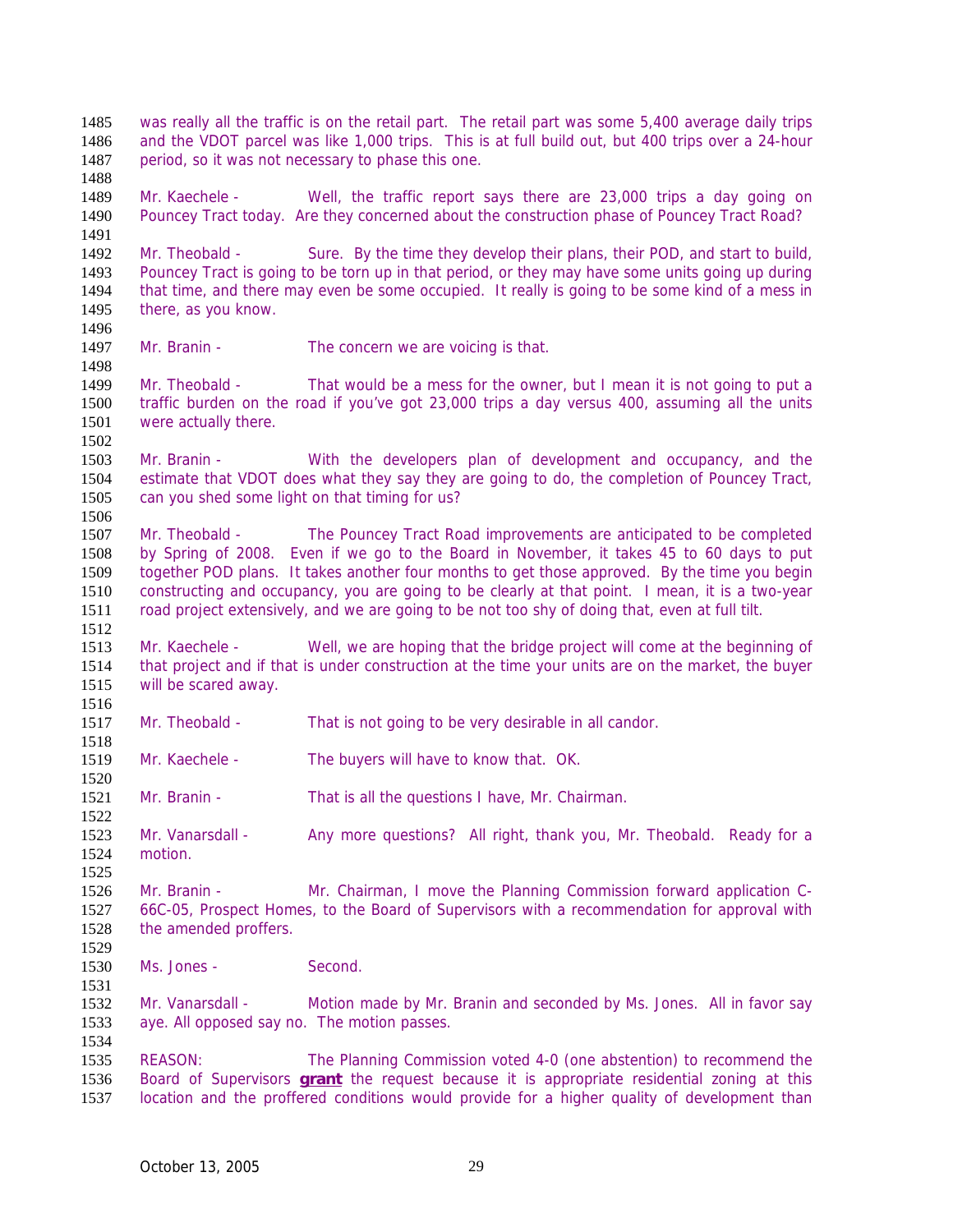was really all the traffic is on the retail part. The retail part was some 5,400 average daily trips and the VDOT parcel was like 1,000 trips. This is at full build out, but 400 trips over a 24-hour period, so it was not necessary to phase this one.

Mr. Kaechele - Well, the traffic report says there are 23,000 trips a day going on Pouncey Tract today. Are they concerned about the construction phase of Pouncey Tract Road?

Mr. Theobald - Sure. By the time they develop their plans, their POD, and start to build, Pouncey Tract is going to be torn up in that period, or they may have some units going up during that time, and there may even be some occupied. It really is going to be some kind of a mess in there, as you know.

Mr. Branin - The concern we are voicing is that.

Mr. Theobald - That would be a mess for the owner, but I mean it is not going to put a traffic burden on the road if you've got 23,000 trips a day versus 400, assuming all the units were actually there.

Mr. Branin - With the developers plan of development and occupancy, and the estimate that VDOT does what they say they are going to do, the completion of Pouncey Tract, can you shed some light on that timing for us?

Mr. Theobald - The Pouncey Tract Road improvements are anticipated to be completed by Spring of 2008. Even if we go to the Board in November, it takes 45 to 60 days to put together POD plans. It takes another four months to get those approved. By the time you begin constructing and occupancy, you are going to be clearly at that point. I mean, it is a two-year road project extensively, and we are going to be not too shy of doing that, even at full tilt.

Mr. Kaechele - Well, we are hoping that the bridge project will come at the beginning of that project and if that is under construction at the time your units are on the market, the buyer will be scared away.

Mr. Theobald - That is not going to be very desirable in all candor.

Mr. Kaechele - The buyers will have to know that. OK.

Mr. Branin - That is all the questions I have, Mr. Chairman.

Mr. Vanarsdall - Any more questions? All right, thank you, Mr. Theobald. Ready for a motion.

Mr. Branin - Mr. Chairman, I move the Planning Commission forward application C-66C-05, Prospect Homes, to the Board of Supervisors with a recommendation for approval with the amended proffers.

Ms. Jones - Second.

Mr. Vanarsdall - Motion made by Mr. Branin and seconded by Ms. Jones. All in favor say aye. All opposed say no. The motion passes.

REASON: The Planning Commission voted 4-0 (one abstention) to recommend the Board of Supervisors **grant** the request because it is appropriate residential zoning at this location and the proffered conditions would provide for a higher quality of development than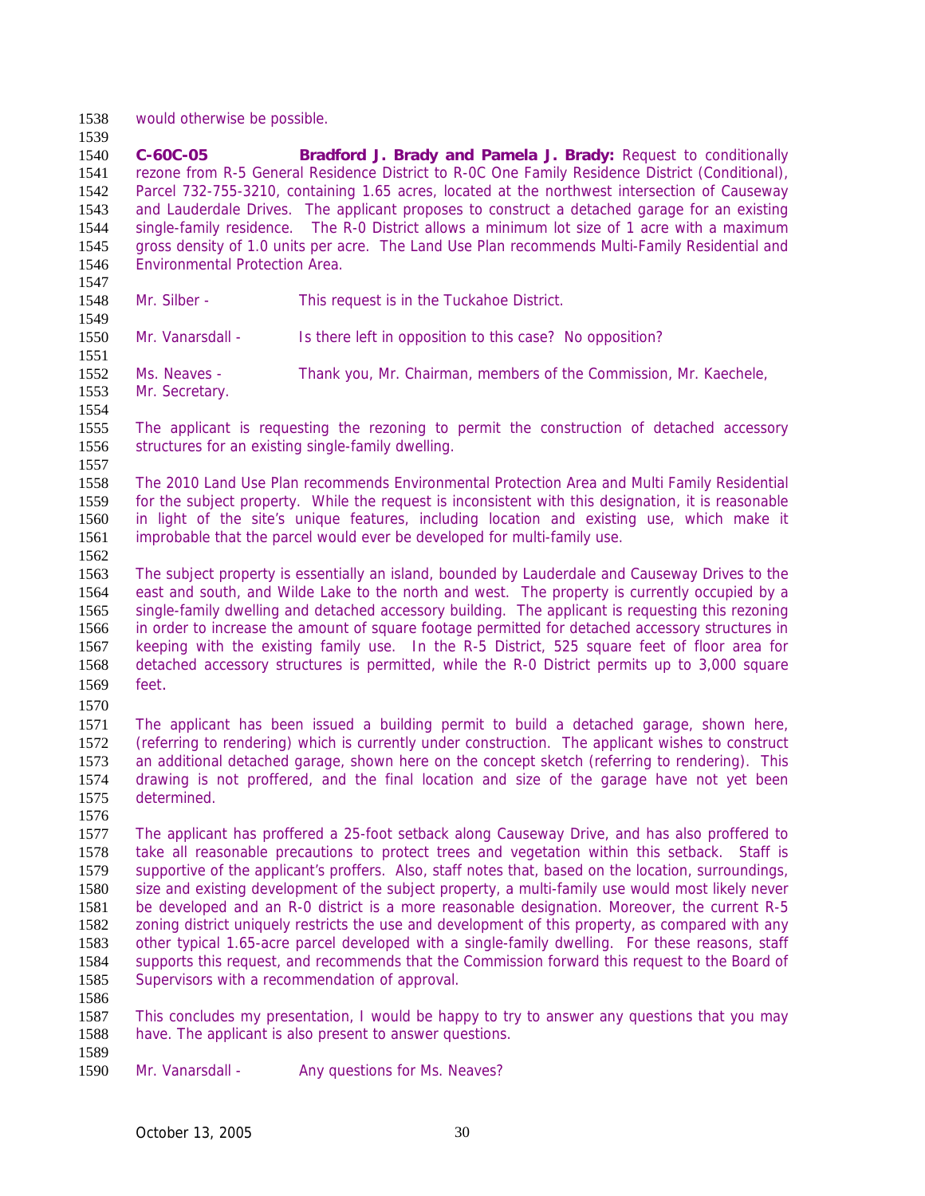would otherwise be possible.

**C-60C-05 Bradford J. Brady and Pamela J. Brady:** Request to conditionally rezone from R-5 General Residence District to R-0C One Family Residence District (Conditional), Parcel 732-755-3210, containing 1.65 acres, located at the northwest intersection of Causeway and Lauderdale Drives. The applicant proposes to construct a detached garage for an existing single-family residence. The R-0 District allows a minimum lot size of 1 acre with a maximum gross density of 1.0 units per acre. The Land Use Plan recommends Multi-Family Residential and Environmental Protection Area.

Mr. Silber - This request is in the Tuckahoe District.

Mr. Vanarsdall - Is there left in opposition to this case? No opposition?

Ms. Neaves - Thank you, Mr. Chairman, members of the Commission, Mr. Kaechele, Mr. Secretary.

The applicant is requesting the rezoning to permit the construction of detached accessory structures for an existing single-family dwelling.

The 2010 Land Use Plan recommends Environmental Protection Area and Multi Family Residential for the subject property. While the request is inconsistent with this designation, it is reasonable in light of the site's unique features, including location and existing use, which make it improbable that the parcel would ever be developed for multi-family use.

The subject property is essentially an island, bounded by Lauderdale and Causeway Drives to the east and south, and Wilde Lake to the north and west. The property is currently occupied by a single-family dwelling and detached accessory building. The applicant is requesting this rezoning in order to increase the amount of square footage permitted for detached accessory structures in keeping with the existing family use. In the R-5 District, 525 square feet of floor area for detached accessory structures is permitted, while the R-0 District permits up to 3,000 square feet.

The applicant has been issued a building permit to build a detached garage, shown here, (referring to rendering) which is currently under construction. The applicant wishes to construct an additional detached garage, shown here on the concept sketch (referring to rendering). This drawing is not proffered, and the final location and size of the garage have not yet been determined.

The applicant has proffered a 25-foot setback along Causeway Drive, and has also proffered to take all reasonable precautions to protect trees and vegetation within this setback. Staff is supportive of the applicant's proffers. Also, staff notes that, based on the location, surroundings, size and existing development of the subject property, a multi-family use would most likely never be developed and an R-0 district is a more reasonable designation. Moreover, the current R-5 zoning district uniquely restricts the use and development of this property, as compared with any other typical 1.65-acre parcel developed with a single-family dwelling. For these reasons, staff supports this request, and recommends that the Commission forward this request to the Board of Supervisors with a recommendation of approval.

This concludes my presentation, I would be happy to try to answer any questions that you may have. The applicant is also present to answer questions.

Mr. Vanarsdall - Any questions for Ms. Neaves?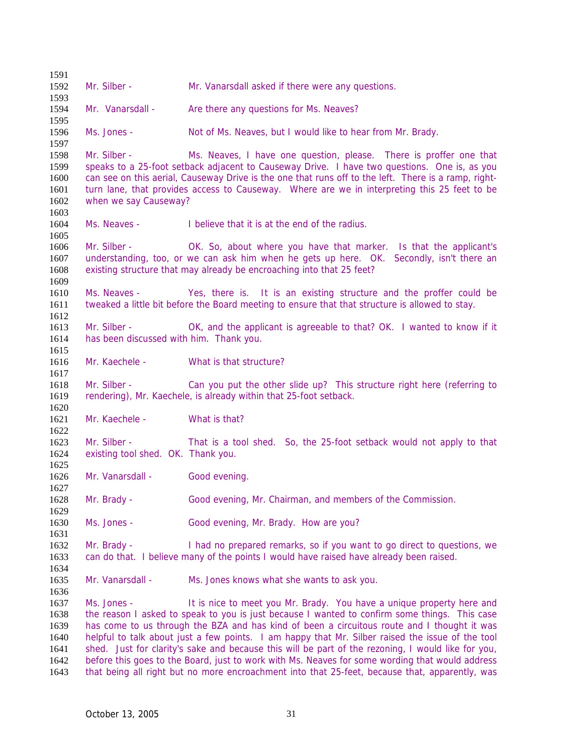Mr. Silber - Mr. Vanarsdall asked if there were any questions.

Mr. Vanarsdall - Are there any questions for Ms. Neaves?

Ms. Jones - Not of Ms. Neaves, but I would like to hear from Mr. Brady.

Mr. Silber - Ms. Neaves, I have one question, please. There is proffer one that speaks to a 25-foot setback adjacent to Causeway Drive. I have two questions. One is, as you can see on this aerial, Causeway Drive is the one that runs off to the left. There is a ramp, right-turn lane, that provides access to Causeway. Where are we in interpreting this 25 feet to be when we say Causeway?

Ms. Neaves - I believe that it is at the end of the radius.

Mr. Silber - OK. So, about where you have that marker. Is that the applicant's understanding, too, or we can ask him when he gets up here. OK. Secondly, isn't there an existing structure that may already be encroaching into that 25 feet?

Ms. Neaves - Yes, there is. It is an existing structure and the proffer could be tweaked a little bit before the Board meeting to ensure that that structure is allowed to stay.

Mr. Silber - OK, and the applicant is agreeable to that? OK. I wanted to know if it has been discussed with him. Thank you.

Mr. Kaechele - What is that structure?

Mr. Silber - Can you put the other slide up? This structure right here (referring to rendering), Mr. Kaechele, is already within that 25-foot setback.

Mr. Kaechele - What is that?

Mr. Silber - That is a tool shed. So, the 25-foot setback would not apply to that existing tool shed. OK. Thank you.

Mr. Vanarsdall - Good evening.

Mr. Brady - Good evening, Mr. Chairman, and members of the Commission.

Ms. Jones - Good evening, Mr. Brady. How are you?

Mr. Brady - I had no prepared remarks, so if you want to go direct to questions, we can do that. I believe many of the points I would have raised have already been raised.

Mr. Vanarsdall - Ms. Jones knows what she wants to ask you.

Ms. Jones - It is nice to meet you Mr. Brady. You have a unique property here and the reason I asked to speak to you is just because I wanted to confirm some things. This case has come to us through the BZA and has kind of been a circuitous route and I thought it was helpful to talk about just a few points. I am happy that Mr. Silber raised the issue of the tool shed. Just for clarity's sake and because this will be part of the rezoning, I would like for you, before this goes to the Board, just to work with Ms. Neaves for some wording that would address that being all right but no more encroachment into that 25-feet, because that, apparently, was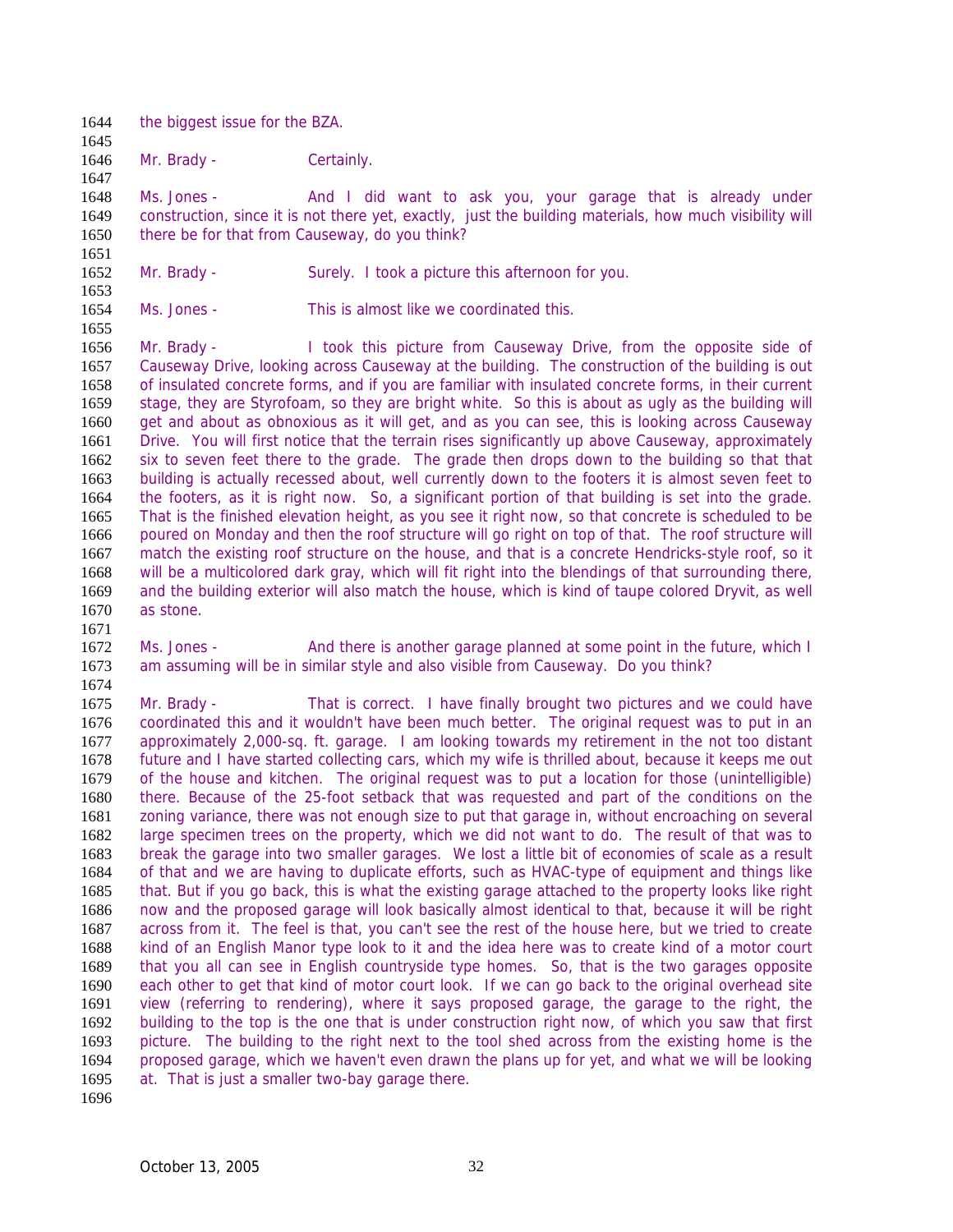the biggest issue for the BZA.

Mr. Brady - Certainly.

Ms. Jones - And I did want to ask you, your garage that is already under construction, since it is not there yet, exactly, just the building materials, how much visibility will there be for that from Causeway, do you think?

Mr. Brady - Surely. I took a picture this afternoon for you.

Ms. Jones - This is almost like we coordinated this.

Mr. Brady - I took this picture from Causeway Drive, from the opposite side of Causeway Drive, looking across Causeway at the building. The construction of the building is out of insulated concrete forms, and if you are familiar with insulated concrete forms, in their current stage, they are Styrofoam, so they are bright white. So this is about as ugly as the building will get and about as obnoxious as it will get, and as you can see, this is looking across Causeway Drive. You will first notice that the terrain rises significantly up above Causeway, approximately six to seven feet there to the grade. The grade then drops down to the building so that that building is actually recessed about, well currently down to the footers it is almost seven feet to the footers, as it is right now. So, a significant portion of that building is set into the grade. That is the finished elevation height, as you see it right now, so that concrete is scheduled to be poured on Monday and then the roof structure will go right on top of that. The roof structure will match the existing roof structure on the house, and that is a concrete Hendricks-style roof, so it will be a multicolored dark gray, which will fit right into the blendings of that surrounding there, and the building exterior will also match the house, which is kind of taupe colored Dryvit, as well as stone.

Ms. Jones - And there is another garage planned at some point in the future, which I am assuming will be in similar style and also visible from Causeway. Do you think?

Mr. Brady - That is correct. I have finally brought two pictures and we could have coordinated this and it wouldn't have been much better. The original request was to put in an approximately 2,000-sq. ft. garage. I am looking towards my retirement in the not too distant future and I have started collecting cars, which my wife is thrilled about, because it keeps me out of the house and kitchen. The original request was to put a location for those (unintelligible) there. Because of the 25-foot setback that was requested and part of the conditions on the zoning variance, there was not enough size to put that garage in, without encroaching on several large specimen trees on the property, which we did not want to do. The result of that was to break the garage into two smaller garages. We lost a little bit of economies of scale as a result of that and we are having to duplicate efforts, such as HVAC-type of equipment and things like that. But if you go back, this is what the existing garage attached to the property looks like right now and the proposed garage will look basically almost identical to that, because it will be right across from it. The feel is that, you can't see the rest of the house here, but we tried to create kind of an English Manor type look to it and the idea here was to create kind of a motor court that you all can see in English countryside type homes. So, that is the two garages opposite each other to get that kind of motor court look. If we can go back to the original overhead site view (referring to rendering), where it says proposed garage, the garage to the right, the building to the top is the one that is under construction right now, of which you saw that first picture. The building to the right next to the tool shed across from the existing home is the proposed garage, which we haven't even drawn the plans up for yet, and what we will be looking at. That is just a smaller two-bay garage there.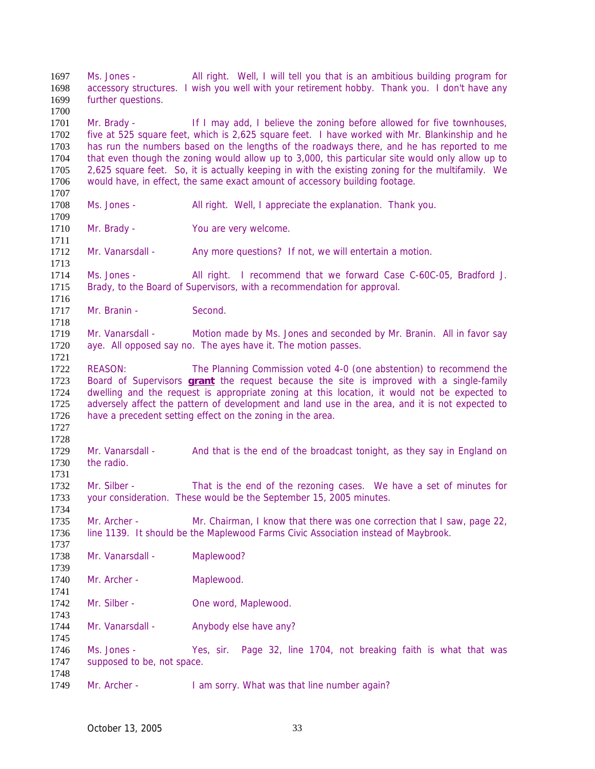1697 Ms. Jones - All right. Well, I will tell you that is an ambitious building program for
1698 accessory structures. I wish you well with your retirement hobby. Thank you. I don't have any
1699 further questions.
1700
1701 Mr. Brady - If I may add, I believe the zoning before allowed for five townhouses,
1702 five at 525 square feet, which is 2,625 square feet. I have worked with Mr. Blankinship and he
1703 has run the numbers based on the lengths of the roadways there, and he has reported to me
1704 that even though the zoning would allow up to 3,000, this particular site would only allow up to
1705 2,625 square feet. So, it is actually keeping in with the existing zoning for the multifamily. We
1706 would have, in effect, the same exact amount of accessory building footage.
1707
1708 Ms. Jones - All right. Well, I appreciate the explanation. Thank you.
1709
1710 Mr. Brady - You are very welcome.
1711
1712 Mr. Vanarsdall - Any more questions? If not, we will entertain a motion.
1713
1714 Ms. Jones - All right. I recommend that we forward Case C-60C-05, Bradford J.
1715 Brady, to the Board of Supervisors, with a recommendation for approval.
1716
1717 Mr. Branin - Second.
1718
1719 Mr. Vanarsdall - Motion made by Ms. Jones and seconded by Mr. Branin. All in favor say
1720 aye. All opposed say no. The ayes have it. The motion passes.
1721
1722 REASON: The Planning Commission voted 4-0 (one abstention) to recommend the
1723 Board of Supervisors **grant** the request because the site is improved with a single-family
1724 dwelling and the request is appropriate zoning at this location, it would not be expected to
1725 adversely affect the pattern of development and land use in the area, and it is not expected to
1726 have a precedent setting effect on the zoning in the area.
1727
1728
1729 Mr. Vanarsdall - And that is the end of the broadcast tonight, as they say in England on
1730 the radio.
1731
1732 Mr. Silber - That is the end of the rezoning cases. We have a set of minutes for
1733 your consideration. These would be the September 15, 2005 minutes.
1734
1735 Mr. Archer - Mr. Chairman, I know that there was one correction that I saw, page 22,
1736 line 1139. It should be the Maplewood Farms Civic Association instead of Maybrook.
1737
1738 Mr. Vanarsdall - Maplewood?
1739
1740 Mr. Archer - Maplewood.
1741
1742 Mr. Silber - One word, Maplewood.
1743
1744 Mr. Vanarsdall - Anybody else have any?
1745
1746 Ms. Jones - Yes, sir. Page 32, line 1704, not breaking faith is what that was
1747 supposed to be, not space.
1748
1749 Mr. Archer - I am sorry. What was that line number again?

October 13, 2005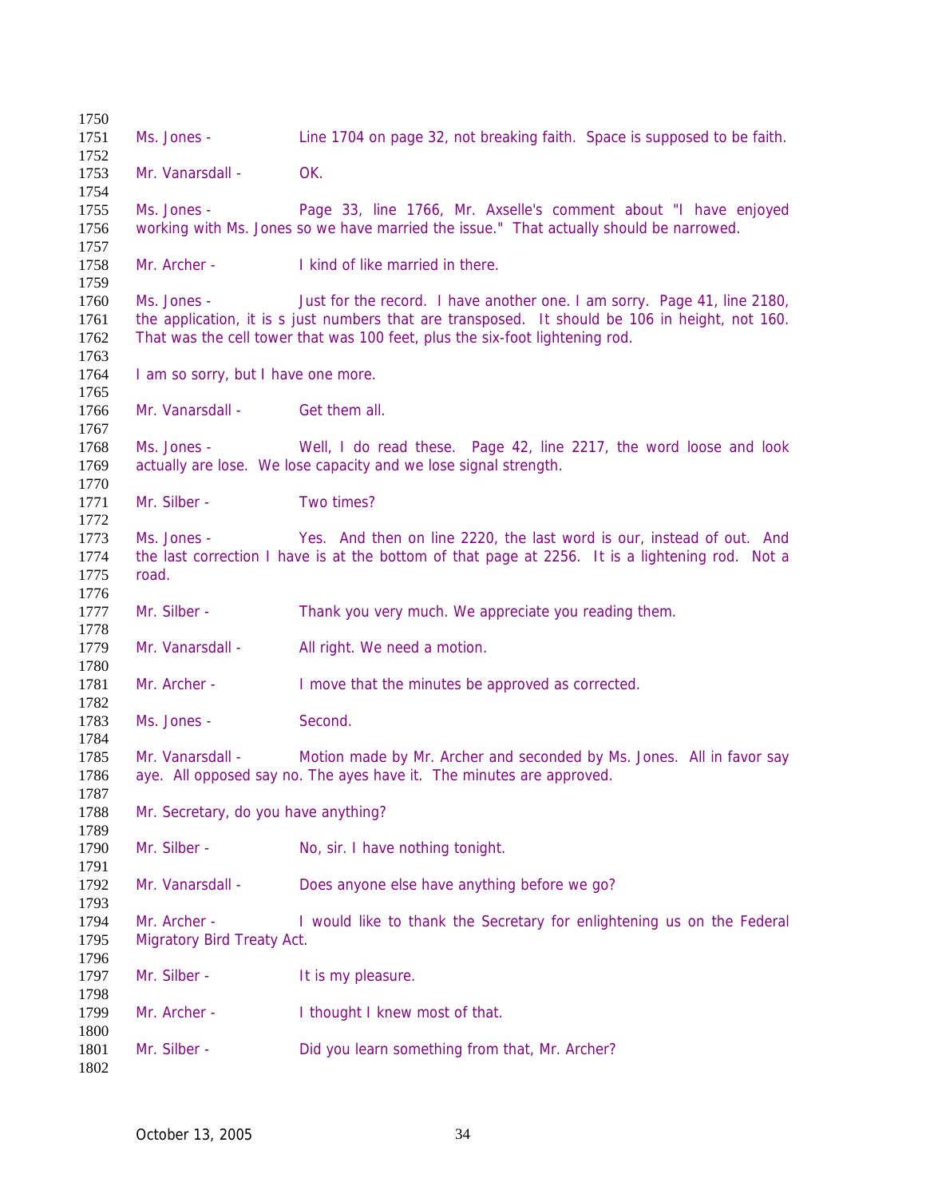1750

1751 Ms. Jones - Line 1704 on page 32, not breaking faith. Space is supposed to be faith.

1752

1753 Mr. Vanarsdall - OK.

1754

1755 Ms. Jones - Page 33, line 1766, Mr. Axselle's comment about "I have enjoyed
1756 working with Ms. Jones so we have married the issue." That actually should be narrowed.

1757

1758 Mr. Archer - I kind of like married in there.

1759

1760 Ms. Jones - Just for the record. I have another one. I am sorry. Page 41, line 2180,
1761 the application, it is s just numbers that are transposed. It should be 106 in height, not 160.
1762 That was the cell tower that was 100 feet, plus the six-foot lightening rod.

1763

1764 I am so sorry, but I have one more.

1765

1766 Mr. Vanarsdall - Get them all.

1767

1768 Ms. Jones - Well, I do read these. Page 42, line 2217, the word loose and look
1769 actually are lose. We lose capacity and we lose signal strength.

1770

1771 Mr. Silber - Two times?

1772

1773 Ms. Jones - Yes. And then on line 2220, the last word is our, instead of out. And
1774 the last correction I have is at the bottom of that page at 2256. It is a lightening rod. Not a
1775 road.

1776

1777 Mr. Silber - Thank you very much. We appreciate you reading them.

1778

1779 Mr. Vanarsdall - All right. We need a motion.

1780

1781 Mr. Archer - I move that the minutes be approved as corrected.

1782

1783 Ms. Jones - Second.

1784

1785 Mr. Vanarsdall - Motion made by Mr. Archer and seconded by Ms. Jones. All in favor say
1786 aye. All opposed say no. The ayes have it. The minutes are approved.

1787

1788 Mr. Secretary, do you have anything?

1789

1790 Mr. Silber - No, sir. I have nothing tonight.

1791

1792 Mr. Vanarsdall - Does anyone else have anything before we go?

1793

1794 Mr. Archer - I would like to thank the Secretary for enlightening us on the Federal
1795 Migratory Bird Treaty Act.

1796

1797 Mr. Silber - It is my pleasure.

1798

1799 Mr. Archer - I thought I knew most of that.

1800

1801 Mr. Silber - Did you learn something from that, Mr. Archer?

1802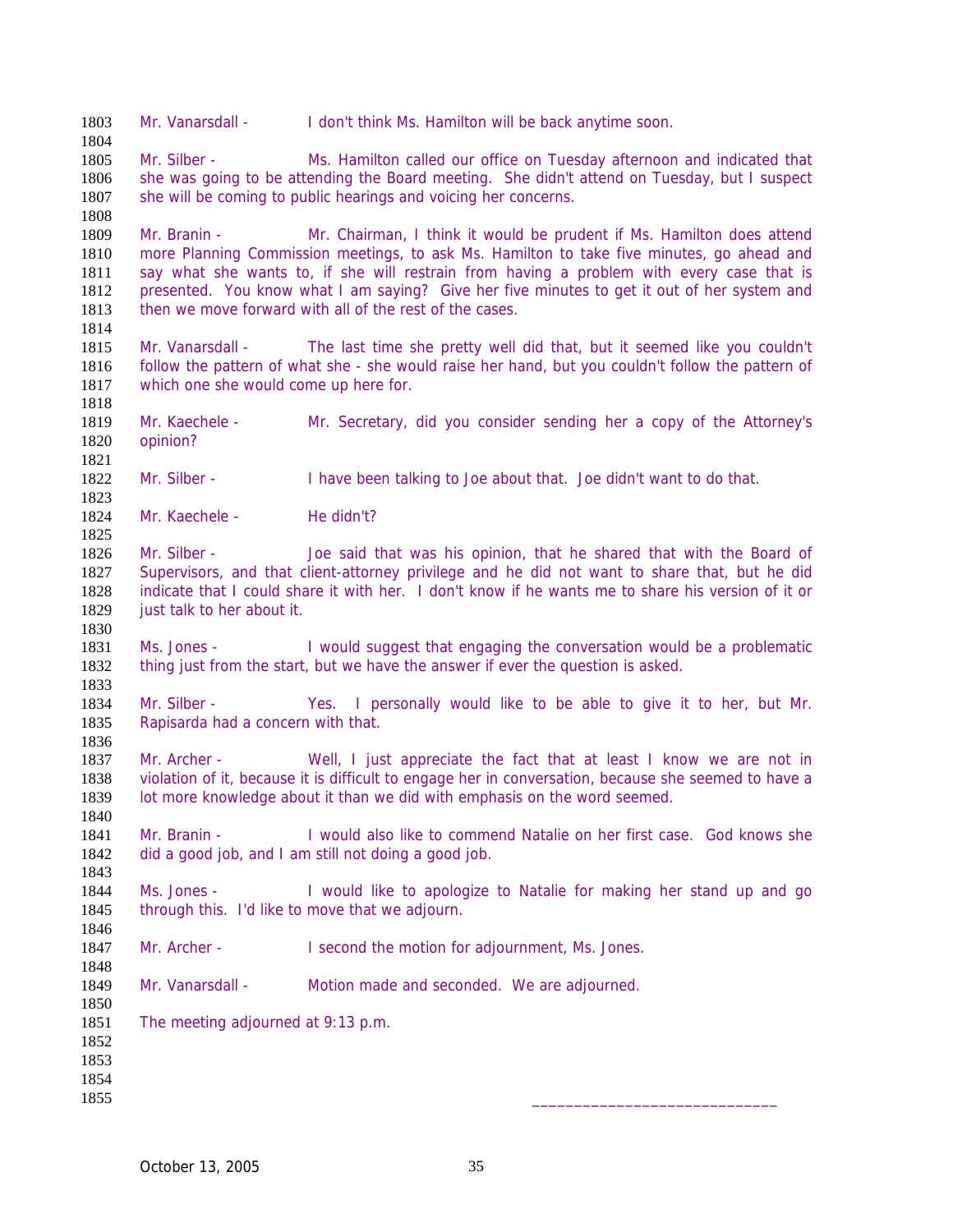Mr. Vanarsdall - I don't think Ms. Hamilton will be back anytime soon.

Mr. Silber - Ms. Hamilton called our office on Tuesday afternoon and indicated that she was going to be attending the Board meeting. She didn't attend on Tuesday, but I suspect she will be coming to public hearings and voicing her concerns.

Mr. Branin - Mr. Chairman, I think it would be prudent if Ms. Hamilton does attend more Planning Commission meetings, to ask Ms. Hamilton to take five minutes, go ahead and say what she wants to, if she will restrain from having a problem with every case that is presented. You know what I am saying? Give her five minutes to get it out of her system and then we move forward with all of the rest of the cases.

Mr. Vanarsdall - The last time she pretty well did that, but it seemed like you couldn't follow the pattern of what she - she would raise her hand, but you couldn't follow the pattern of which one she would come up here for.

Mr. Kaechele - Mr. Secretary, did you consider sending her a copy of the Attorney's opinion?

Mr. Silber - I have been talking to Joe about that. Joe didn't want to do that.

Mr. Kaechele - He didn't?

Mr. Silber - Joe said that was his opinion, that he shared that with the Board of Supervisors, and that client-attorney privilege and he did not want to share that, but he did indicate that I could share it with her. I don't know if he wants me to share his version of it or just talk to her about it.

Ms. Jones - I would suggest that engaging the conversation would be a problematic thing just from the start, but we have the answer if ever the question is asked.

Mr. Silber - Yes. I personally would like to be able to give it to her, but Mr. Rapisarda had a concern with that.

Mr. Archer - Well, I just appreciate the fact that at least I know we are not in violation of it, because it is difficult to engage her in conversation, because she seemed to have a lot more knowledge about it than we did with emphasis on the word seemed.

Mr. Branin - I would also like to commend Natalie on her first case. God knows she did a good job, and I am still not doing a good job.

Ms. Jones - I would like to apologize to Natalie for making her stand up and go through this. I'd like to move that we adjourn.

Mr. Archer - I second the motion for adjournment, Ms. Jones.

Mr. Vanarsdall - Motion made and seconded. We are adjourned.

The meeting adjourned at 9:13 p.m.

______________________________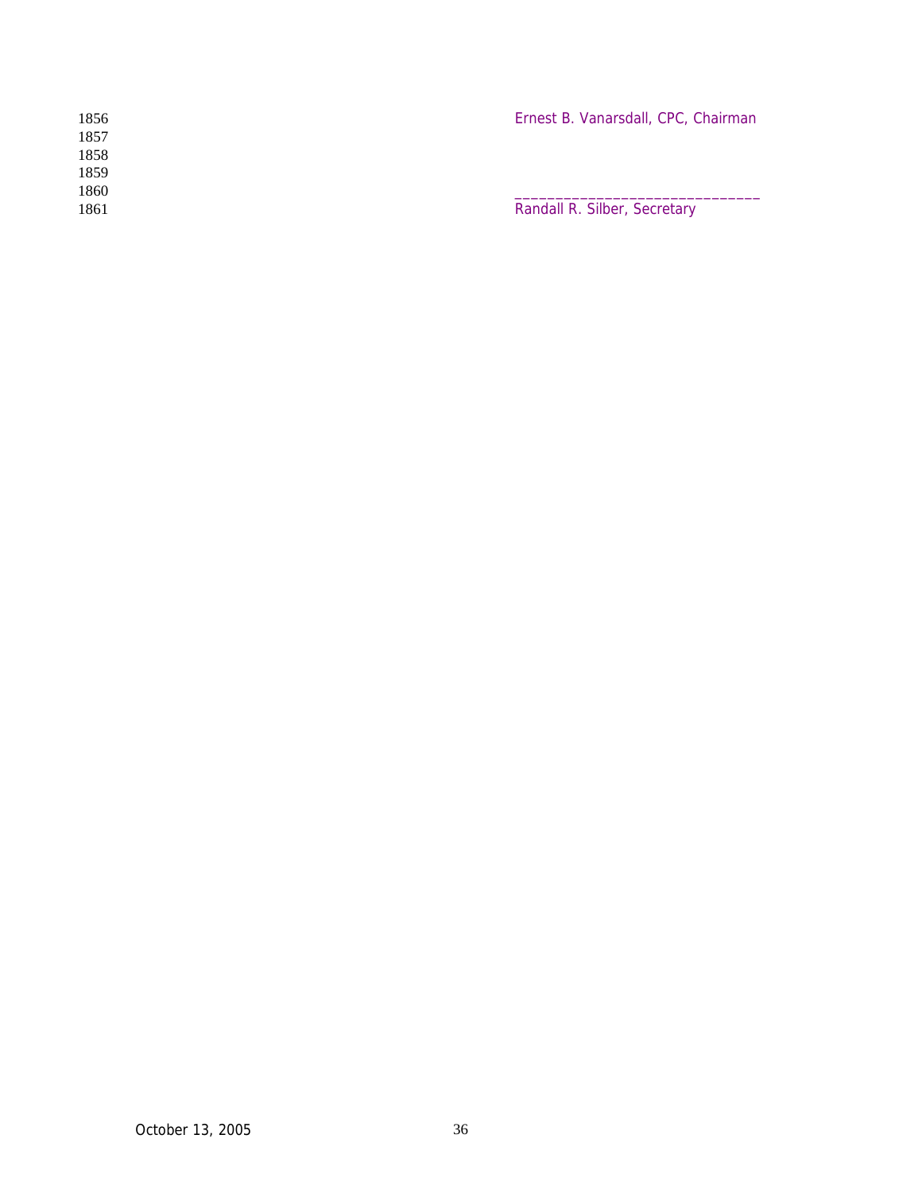1856 Ernest B. Vanarsdall, CPC, Chairman

1857

1858

1859

1860 ______________________________

1861 Randall R. Silber, Secretary

October 13, 2005